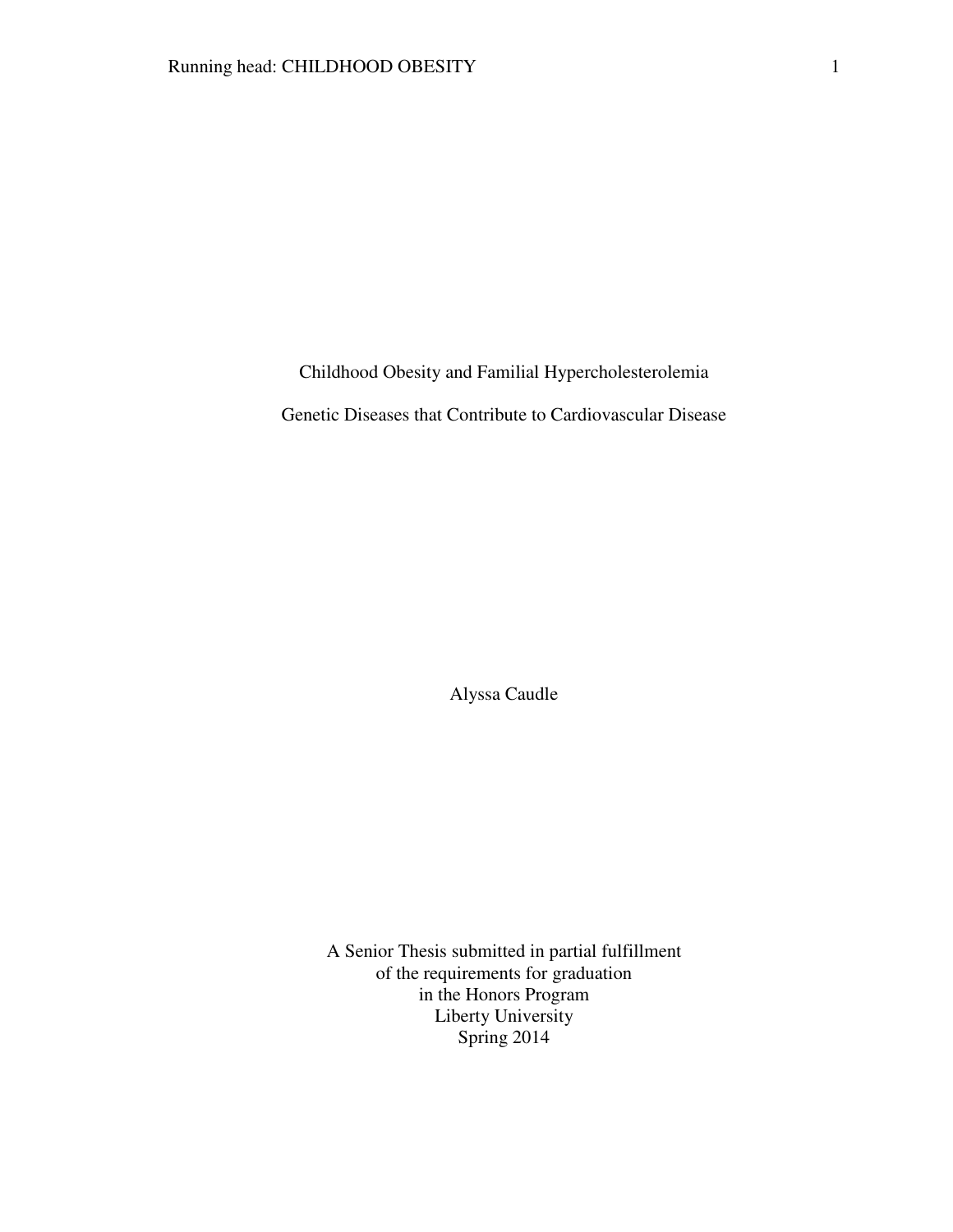# Childhood Obesity and Familial Hypercholesterolemia

## Genetic Diseases that Contribute to Cardiovascular Disease

Alyssa Caudle

A Senior Thesis submitted in partial fulfillment
of the requirements for graduation
in the Honors Program
Liberty University
Spring 2014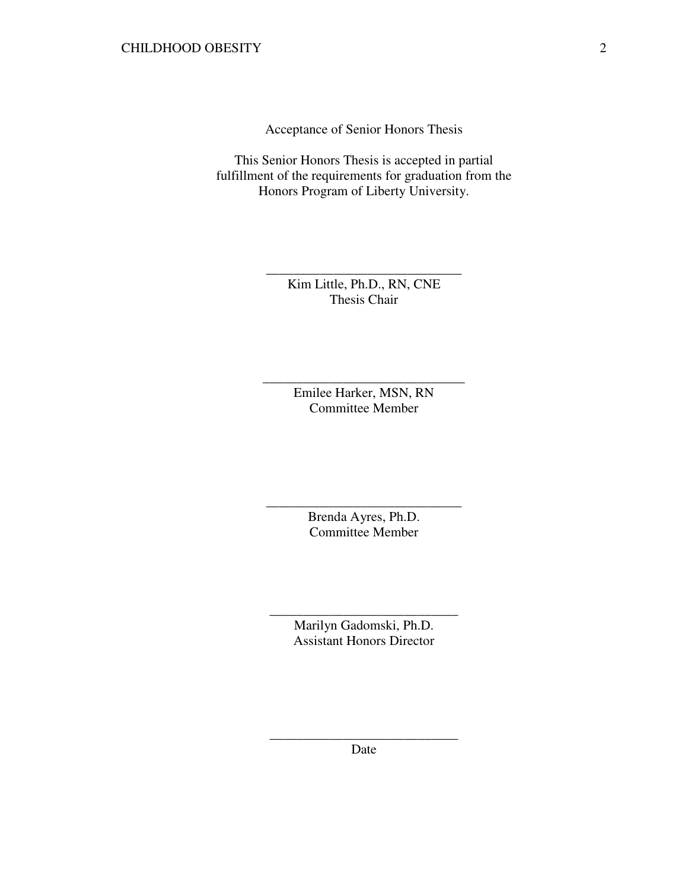Acceptance of Senior Honors Thesis

This Senior Honors Thesis is accepted in partial fulfillment of the requirements for graduation from the Honors Program of Liberty University.

______________________________
Kim Little, Ph.D., RN, CNE
Thesis Chair

______________________________
Emilee Harker, MSN, RN
Committee Member

______________________________
Brenda Ayres, Ph.D.
Committee Member

______________________________
Marilyn Gadomski, Ph.D.
Assistant Honors Director

______________________________
Date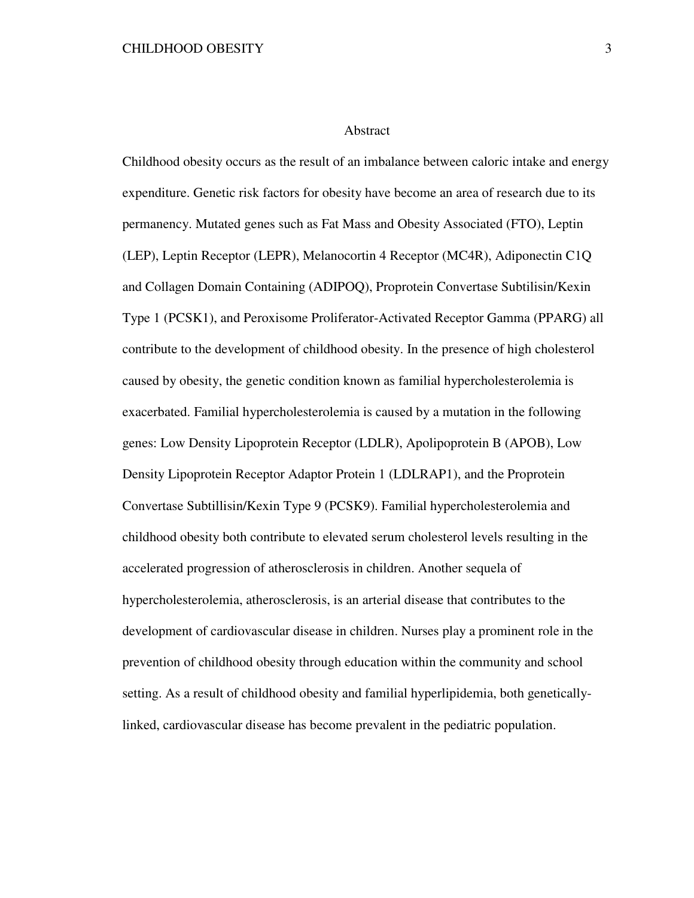# Abstract

Childhood obesity occurs as the result of an imbalance between caloric intake and energy expenditure. Genetic risk factors for obesity have become an area of research due to its permanency. Mutated genes such as Fat Mass and Obesity Associated (FTO), Leptin (LEP), Leptin Receptor (LEPR), Melanocortin 4 Receptor (MC4R), Adiponectin C1Q and Collagen Domain Containing (ADIPOQ), Proprotein Convertase Subtilisin/Kexin Type 1 (PCSK1), and Peroxisome Proliferator-Activated Receptor Gamma (PPARG) all contribute to the development of childhood obesity. In the presence of high cholesterol caused by obesity, the genetic condition known as familial hypercholesterolemia is exacerbated. Familial hypercholesterolemia is caused by a mutation in the following genes: Low Density Lipoprotein Receptor (LDLR), Apolipoprotein B (APOB), Low Density Lipoprotein Receptor Adaptor Protein 1 (LDLRAP1), and the Proprotein Convertase Subtillisin/Kexin Type 9 (PCSK9). Familial hypercholesterolemia and childhood obesity both contribute to elevated serum cholesterol levels resulting in the accelerated progression of atherosclerosis in children. Another sequela of hypercholesterolemia, atherosclerosis, is an arterial disease that contributes to the development of cardiovascular disease in children. Nurses play a prominent role in the prevention of childhood obesity through education within the community and school setting. As a result of childhood obesity and familial hyperlipidemia, both genetically-linked, cardiovascular disease has become prevalent in the pediatric population.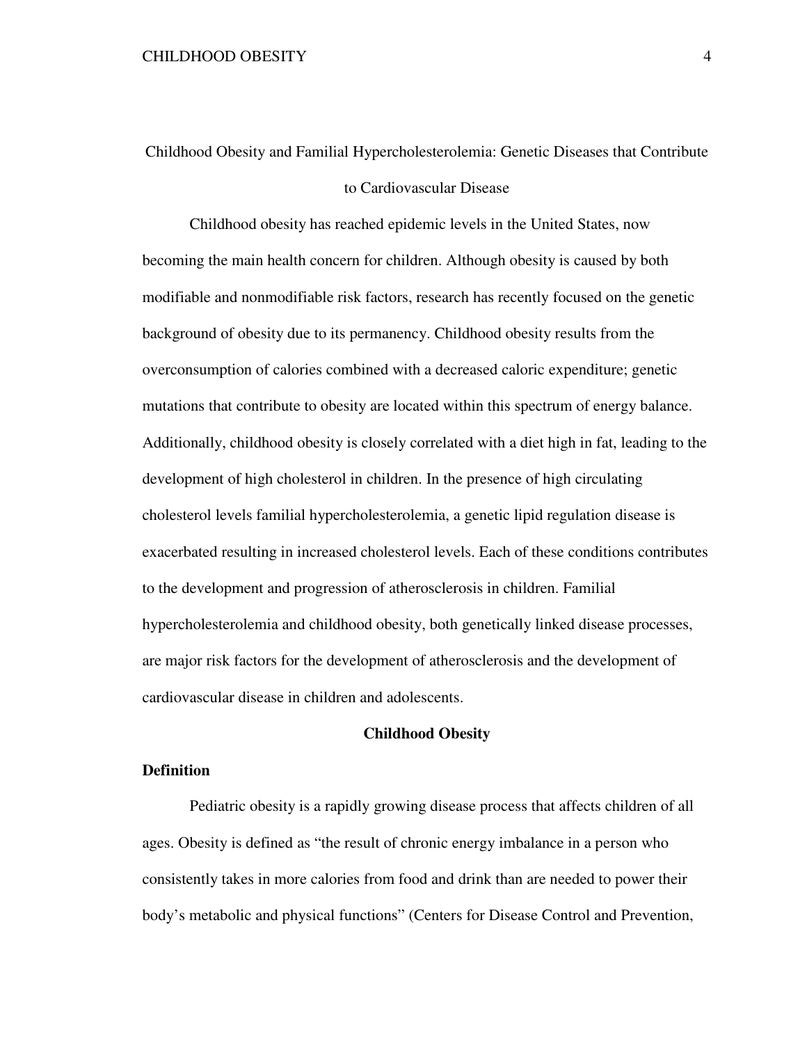# Childhood Obesity and Familial Hypercholesterolemia: Genetic Diseases that Contribute to Cardiovascular Disease

Childhood obesity has reached epidemic levels in the United States, now becoming the main health concern for children. Although obesity is caused by both modifiable and nonmodifiable risk factors, research has recently focused on the genetic background of obesity due to its permanency. Childhood obesity results from the overconsumption of calories combined with a decreased caloric expenditure; genetic mutations that contribute to obesity are located within this spectrum of energy balance. Additionally, childhood obesity is closely correlated with a diet high in fat, leading to the development of high cholesterol in children. In the presence of high circulating cholesterol levels familial hypercholesterolemia, a genetic lipid regulation disease is exacerbated resulting in increased cholesterol levels. Each of these conditions contributes to the development and progression of atherosclerosis in children. Familial hypercholesterolemia and childhood obesity, both genetically linked disease processes, are major risk factors for the development of atherosclerosis and the development of cardiovascular disease in children and adolescents.

## Childhood Obesity

### Definition

Pediatric obesity is a rapidly growing disease process that affects children of all ages. Obesity is defined as "the result of chronic energy imbalance in a person who consistently takes in more calories from food and drink than are needed to power their body's metabolic and physical functions" (Centers for Disease Control and Prevention,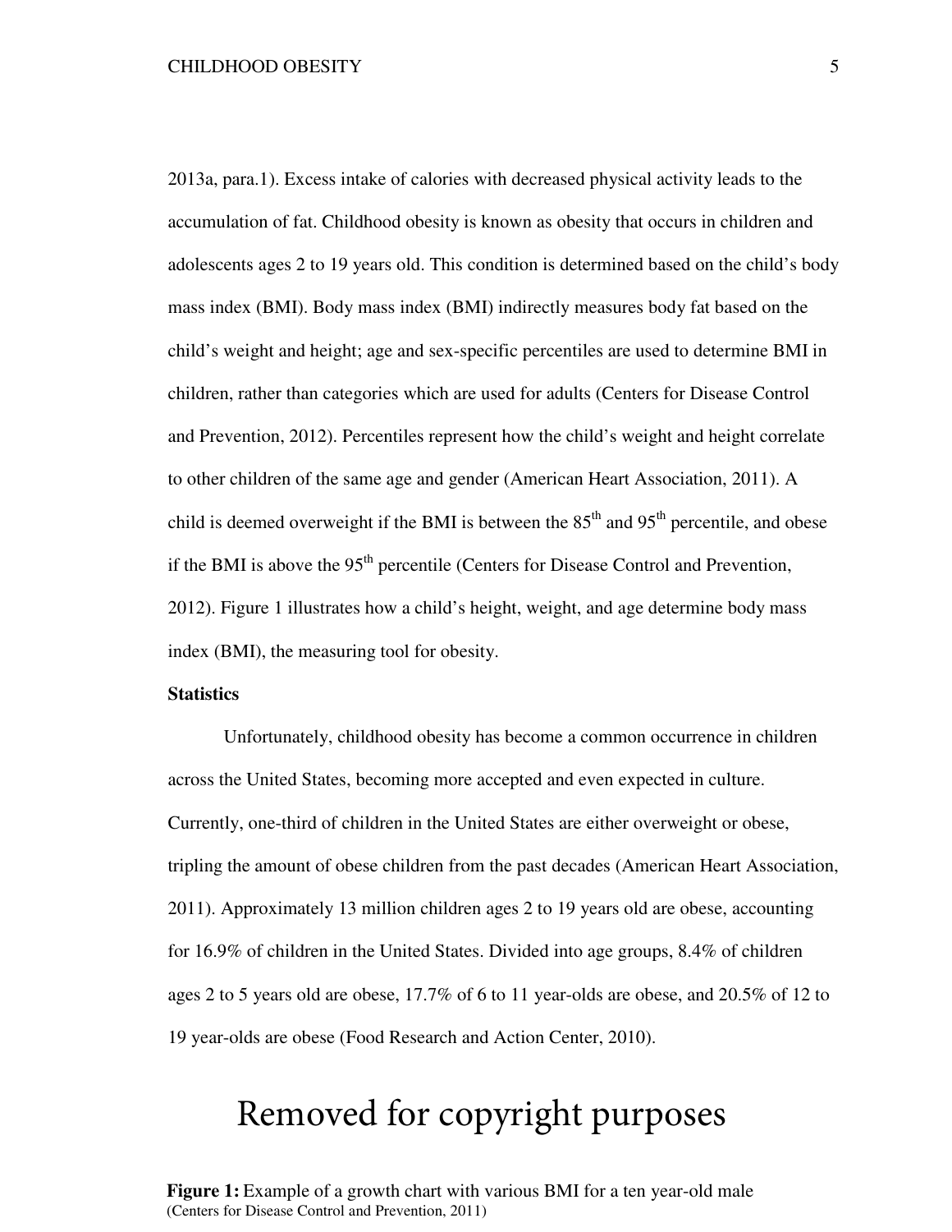2013a, para.1). Excess intake of calories with decreased physical activity leads to the accumulation of fat. Childhood obesity is known as obesity that occurs in children and adolescents ages 2 to 19 years old. This condition is determined based on the child's body mass index (BMI). Body mass index (BMI) indirectly measures body fat based on the child's weight and height; age and sex-specific percentiles are used to determine BMI in children, rather than categories which are used for adults (Centers for Disease Control and Prevention, 2012). Percentiles represent how the child's weight and height correlate to other children of the same age and gender (American Heart Association, 2011). A child is deemed overweight if the BMI is between the 85th and 95th percentile, and obese if the BMI is above the 95th percentile (Centers for Disease Control and Prevention, 2012). Figure 1 illustrates how a child's height, weight, and age determine body mass index (BMI), the measuring tool for obesity.

**Statistics**

Unfortunately, childhood obesity has become a common occurrence in children across the United States, becoming more accepted and even expected in culture. Currently, one-third of children in the United States are either overweight or obese, tripling the amount of obese children from the past decades (American Heart Association, 2011). Approximately 13 million children ages 2 to 19 years old are obese, accounting for 16.9% of children in the United States. Divided into age groups, 8.4% of children ages 2 to 5 years old are obese, 17.7% of 6 to 11 year-olds are obese, and 20.5% of 12 to 19 year-olds are obese (Food Research and Action Center, 2010).

Removed for copyright purposes

**Figure 1:** Example of a growth chart with various BMI for a ten year-old male (Centers for Disease Control and Prevention, 2011)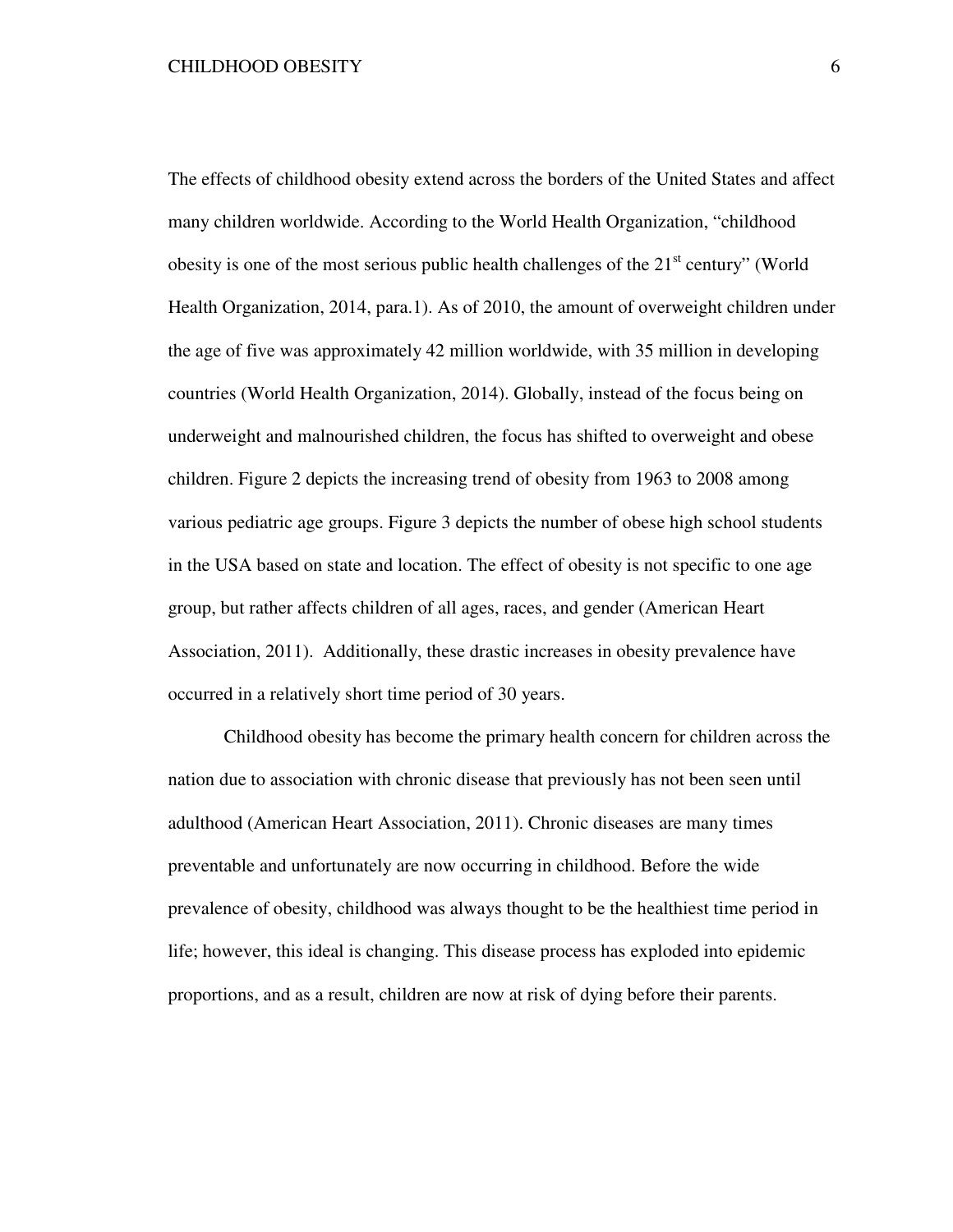The effects of childhood obesity extend across the borders of the United States and affect many children worldwide. According to the World Health Organization, "childhood obesity is one of the most serious public health challenges of the 21$^{st}$ century" (World Health Organization, 2014, para.1). As of 2010, the amount of overweight children under the age of five was approximately 42 million worldwide, with 35 million in developing countries (World Health Organization, 2014). Globally, instead of the focus being on underweight and malnourished children, the focus has shifted to overweight and obese children. Figure 2 depicts the increasing trend of obesity from 1963 to 2008 among various pediatric age groups. Figure 3 depicts the number of obese high school students in the USA based on state and location. The effect of obesity is not specific to one age group, but rather affects children of all ages, races, and gender (American Heart Association, 2011). Additionally, these drastic increases in obesity prevalence have occurred in a relatively short time period of 30 years.

Childhood obesity has become the primary health concern for children across the nation due to association with chronic disease that previously has not been seen until adulthood (American Heart Association, 2011). Chronic diseases are many times preventable and unfortunately are now occurring in childhood. Before the wide prevalence of obesity, childhood was always thought to be the healthiest time period in life; however, this ideal is changing. This disease process has exploded into epidemic proportions, and as a result, children are now at risk of dying before their parents.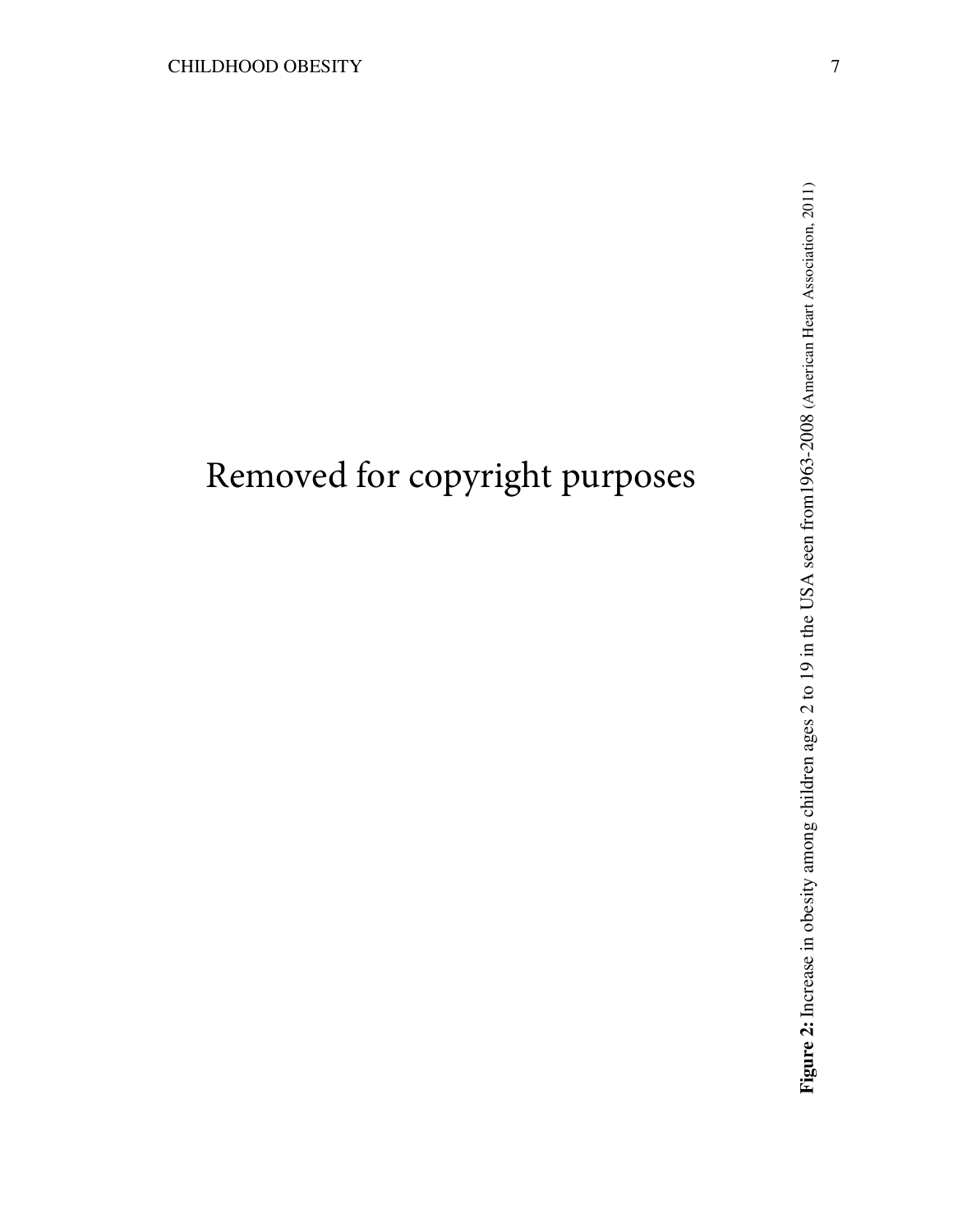Removed for copyright purposes

**Figure 2:** Increase in obesity among children ages 2 to 19 in the USA seen from1963-2008 (American Heart Association, 2011)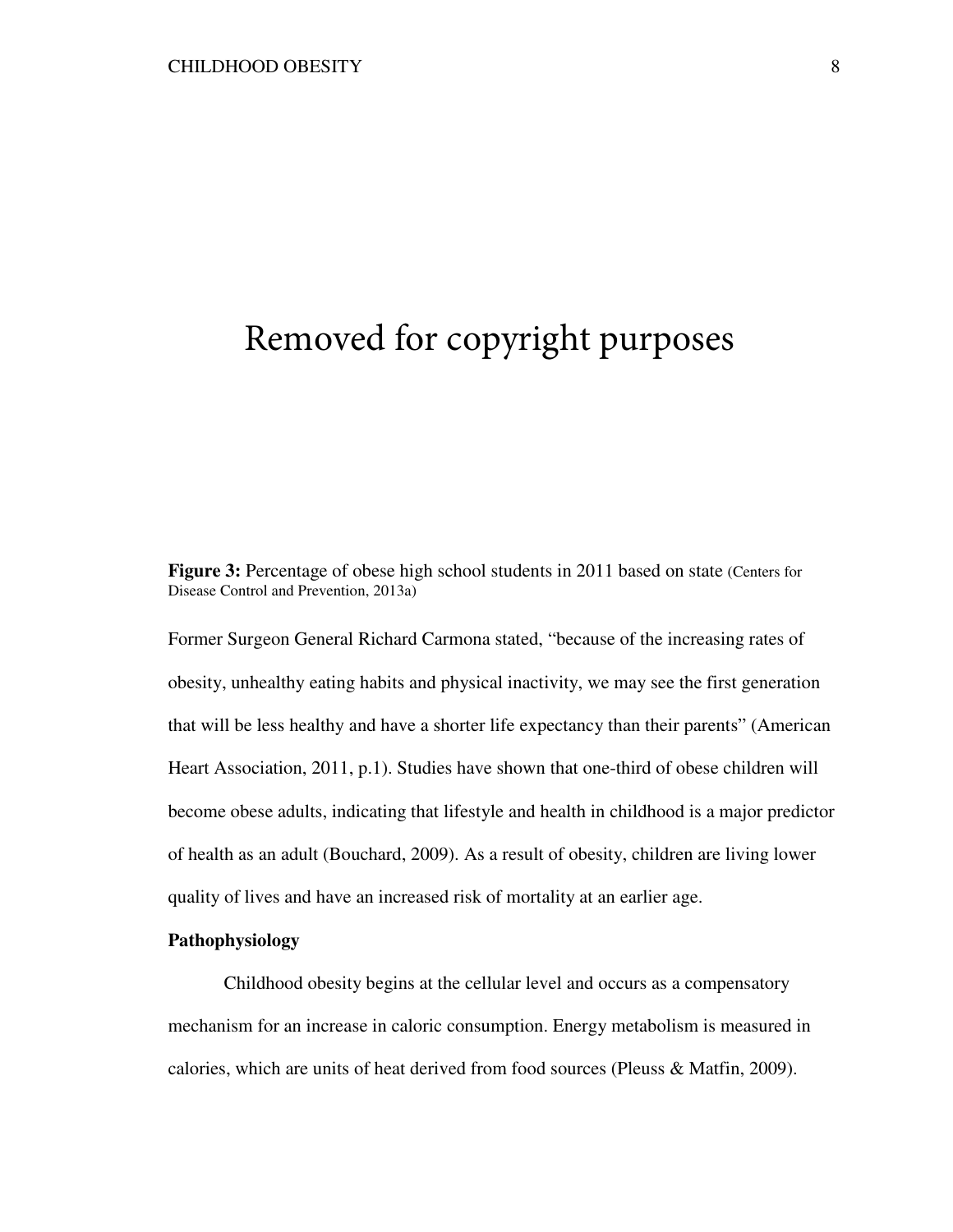Removed for copyright purposes

**Figure 3:** Percentage of obese high school students in 2011 based on state (Centers for Disease Control and Prevention, 2013a)

Former Surgeon General Richard Carmona stated, "because of the increasing rates of obesity, unhealthy eating habits and physical inactivity, we may see the first generation that will be less healthy and have a shorter life expectancy than their parents" (American Heart Association, 2011, p.1). Studies have shown that one-third of obese children will become obese adults, indicating that lifestyle and health in childhood is a major predictor of health as an adult (Bouchard, 2009). As a result of obesity, children are living lower quality of lives and have an increased risk of mortality at an earlier age.

**Pathophysiology**

Childhood obesity begins at the cellular level and occurs as a compensatory mechanism for an increase in caloric consumption. Energy metabolism is measured in calories, which are units of heat derived from food sources (Pleuss & Matfin, 2009).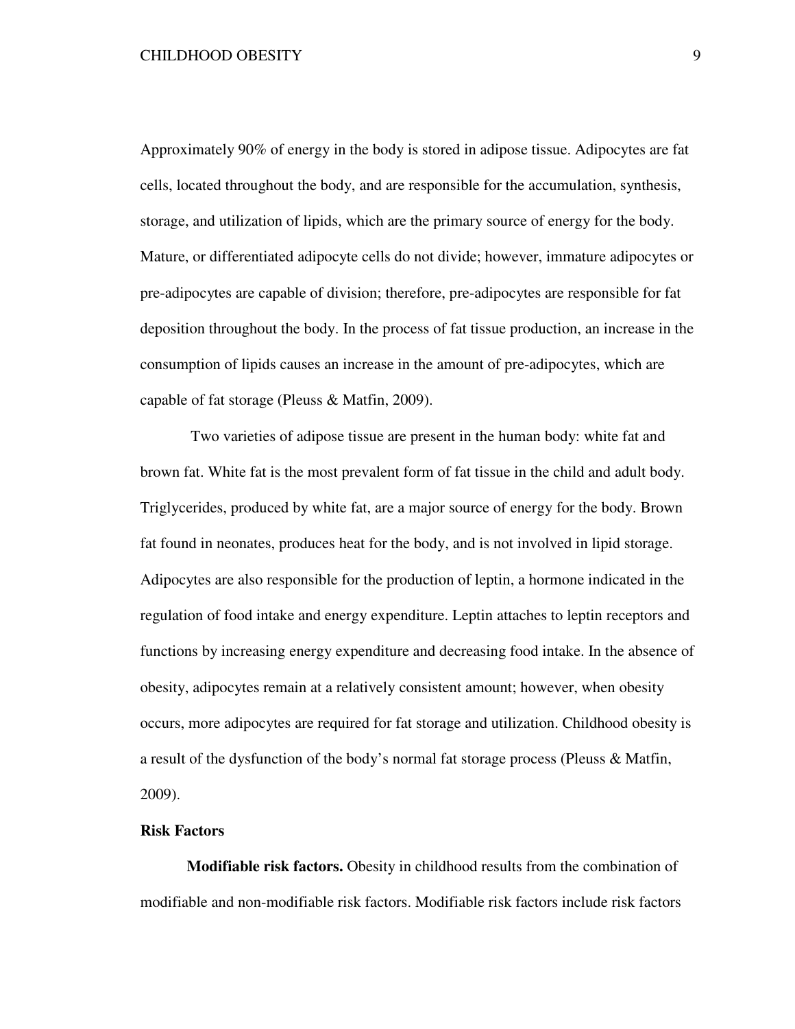Approximately 90% of energy in the body is stored in adipose tissue. Adipocytes are fat cells, located throughout the body, and are responsible for the accumulation, synthesis, storage, and utilization of lipids, which are the primary source of energy for the body. Mature, or differentiated adipocyte cells do not divide; however, immature adipocytes or pre-adipocytes are capable of division; therefore, pre-adipocytes are responsible for fat deposition throughout the body. In the process of fat tissue production, an increase in the consumption of lipids causes an increase in the amount of pre-adipocytes, which are capable of fat storage (Pleuss & Matfin, 2009).

Two varieties of adipose tissue are present in the human body: white fat and brown fat. White fat is the most prevalent form of fat tissue in the child and adult body. Triglycerides, produced by white fat, are a major source of energy for the body. Brown fat found in neonates, produces heat for the body, and is not involved in lipid storage. Adipocytes are also responsible for the production of leptin, a hormone indicated in the regulation of food intake and energy expenditure. Leptin attaches to leptin receptors and functions by increasing energy expenditure and decreasing food intake. In the absence of obesity, adipocytes remain at a relatively consistent amount; however, when obesity occurs, more adipocytes are required for fat storage and utilization. Childhood obesity is a result of the dysfunction of the body's normal fat storage process (Pleuss & Matfin, 2009).

## Risk Factors

**Modifiable risk factors.** Obesity in childhood results from the combination of modifiable and non-modifiable risk factors. Modifiable risk factors include risk factors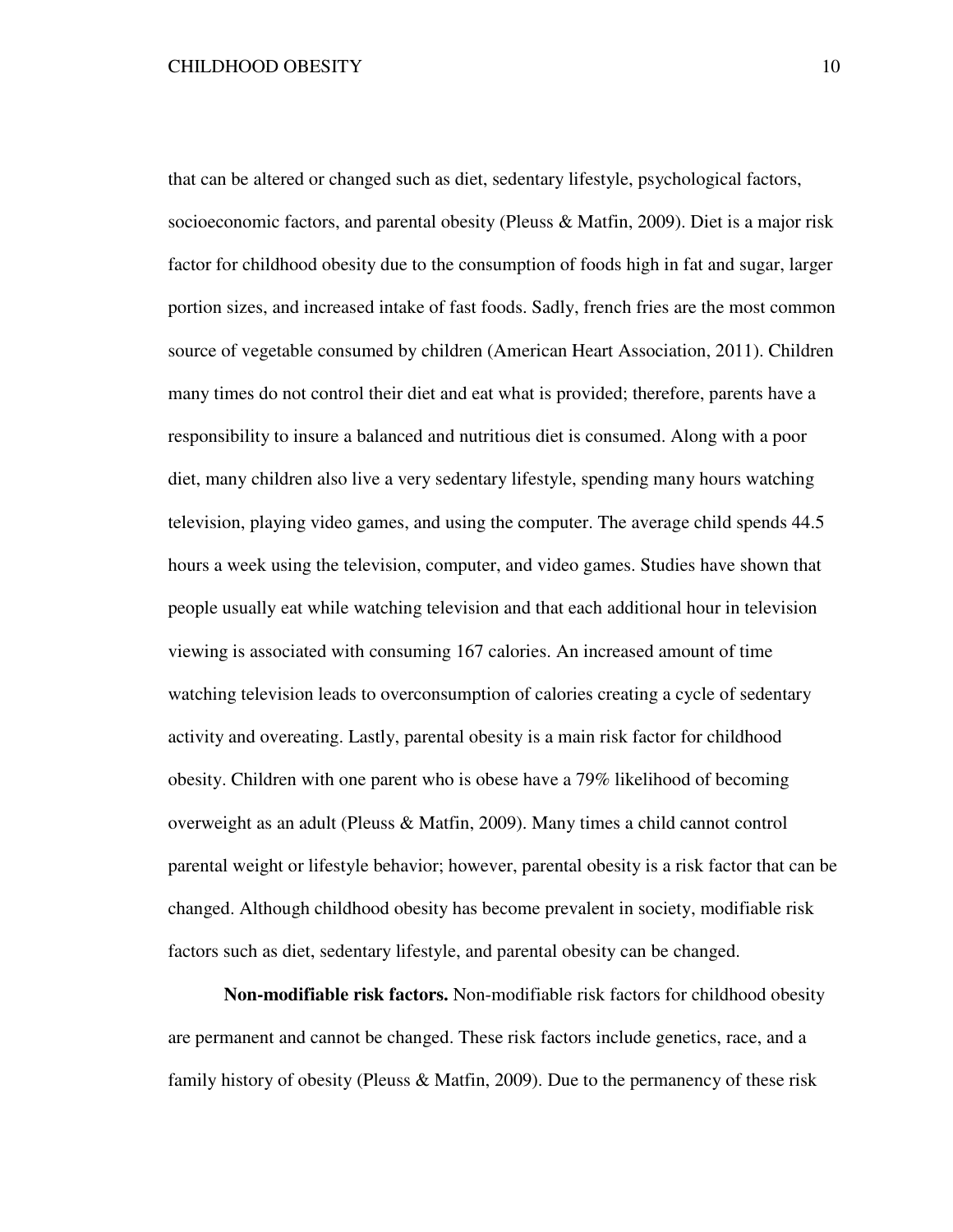that can be altered or changed such as diet, sedentary lifestyle, psychological factors, socioeconomic factors, and parental obesity (Pleuss & Matfin, 2009). Diet is a major risk factor for childhood obesity due to the consumption of foods high in fat and sugar, larger portion sizes, and increased intake of fast foods. Sadly, french fries are the most common source of vegetable consumed by children (American Heart Association, 2011). Children many times do not control their diet and eat what is provided; therefore, parents have a responsibility to insure a balanced and nutritious diet is consumed. Along with a poor diet, many children also live a very sedentary lifestyle, spending many hours watching television, playing video games, and using the computer. The average child spends 44.5 hours a week using the television, computer, and video games. Studies have shown that people usually eat while watching television and that each additional hour in television viewing is associated with consuming 167 calories. An increased amount of time watching television leads to overconsumption of calories creating a cycle of sedentary activity and overeating. Lastly, parental obesity is a main risk factor for childhood obesity. Children with one parent who is obese have a 79% likelihood of becoming overweight as an adult (Pleuss & Matfin, 2009). Many times a child cannot control parental weight or lifestyle behavior; however, parental obesity is a risk factor that can be changed. Although childhood obesity has become prevalent in society, modifiable risk factors such as diet, sedentary lifestyle, and parental obesity can be changed.

**Non-modifiable risk factors.** Non-modifiable risk factors for childhood obesity are permanent and cannot be changed. These risk factors include genetics, race, and a family history of obesity (Pleuss & Matfin, 2009). Due to the permanency of these risk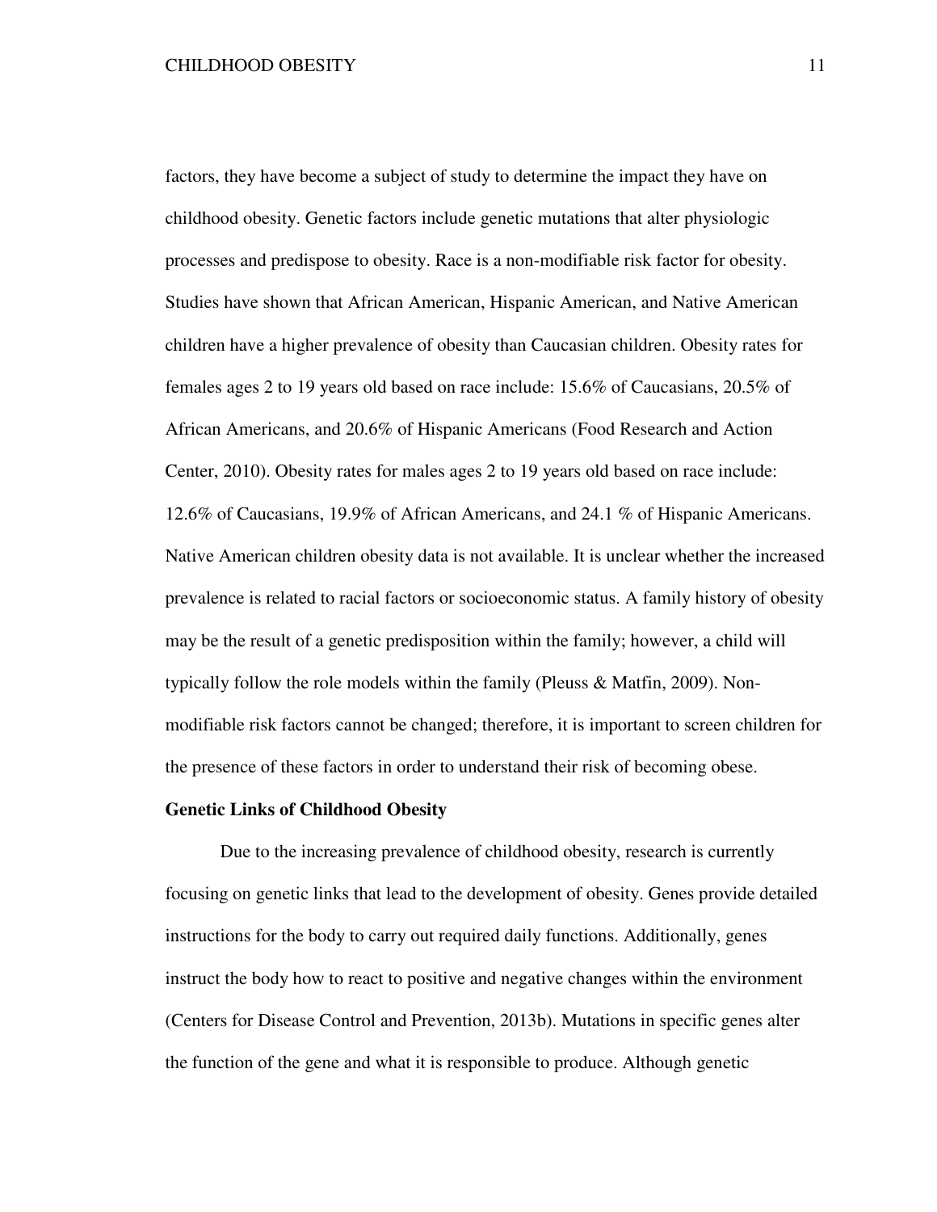factors, they have become a subject of study to determine the impact they have on childhood obesity. Genetic factors include genetic mutations that alter physiologic processes and predispose to obesity. Race is a non-modifiable risk factor for obesity. Studies have shown that African American, Hispanic American, and Native American children have a higher prevalence of obesity than Caucasian children. Obesity rates for females ages 2 to 19 years old based on race include: 15.6% of Caucasians, 20.5% of African Americans, and 20.6% of Hispanic Americans (Food Research and Action Center, 2010). Obesity rates for males ages 2 to 19 years old based on race include: 12.6% of Caucasians, 19.9% of African Americans, and 24.1 % of Hispanic Americans. Native American children obesity data is not available. It is unclear whether the increased prevalence is related to racial factors or socioeconomic status. A family history of obesity may be the result of a genetic predisposition within the family; however, a child will typically follow the role models within the family (Pleuss & Matfin, 2009). Non-modifiable risk factors cannot be changed; therefore, it is important to screen children for the presence of these factors in order to understand their risk of becoming obese.

**Genetic Links of Childhood Obesity**

Due to the increasing prevalence of childhood obesity, research is currently focusing on genetic links that lead to the development of obesity. Genes provide detailed instructions for the body to carry out required daily functions. Additionally, genes instruct the body how to react to positive and negative changes within the environment (Centers for Disease Control and Prevention, 2013b). Mutations in specific genes alter the function of the gene and what it is responsible to produce. Although genetic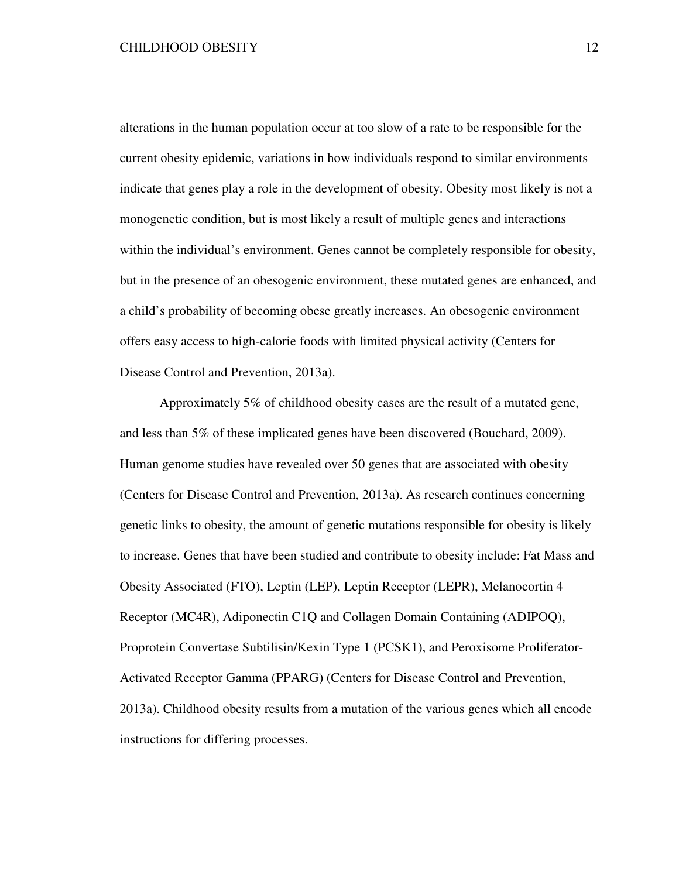alterations in the human population occur at too slow of a rate to be responsible for the current obesity epidemic, variations in how individuals respond to similar environments indicate that genes play a role in the development of obesity. Obesity most likely is not a monogenetic condition, but is most likely a result of multiple genes and interactions within the individual's environment. Genes cannot be completely responsible for obesity, but in the presence of an obesogenic environment, these mutated genes are enhanced, and a child's probability of becoming obese greatly increases. An obesogenic environment offers easy access to high-calorie foods with limited physical activity (Centers for Disease Control and Prevention, 2013a).

Approximately 5% of childhood obesity cases are the result of a mutated gene, and less than 5% of these implicated genes have been discovered (Bouchard, 2009). Human genome studies have revealed over 50 genes that are associated with obesity (Centers for Disease Control and Prevention, 2013a). As research continues concerning genetic links to obesity, the amount of genetic mutations responsible for obesity is likely to increase. Genes that have been studied and contribute to obesity include: Fat Mass and Obesity Associated (FTO), Leptin (LEP), Leptin Receptor (LEPR), Melanocortin 4 Receptor (MC4R), Adiponectin C1Q and Collagen Domain Containing (ADIPOQ), Proprotein Convertase Subtilisin/Kexin Type 1 (PCSK1), and Peroxisome Proliferator-Activated Receptor Gamma (PPARG) (Centers for Disease Control and Prevention, 2013a). Childhood obesity results from a mutation of the various genes which all encode instructions for differing processes.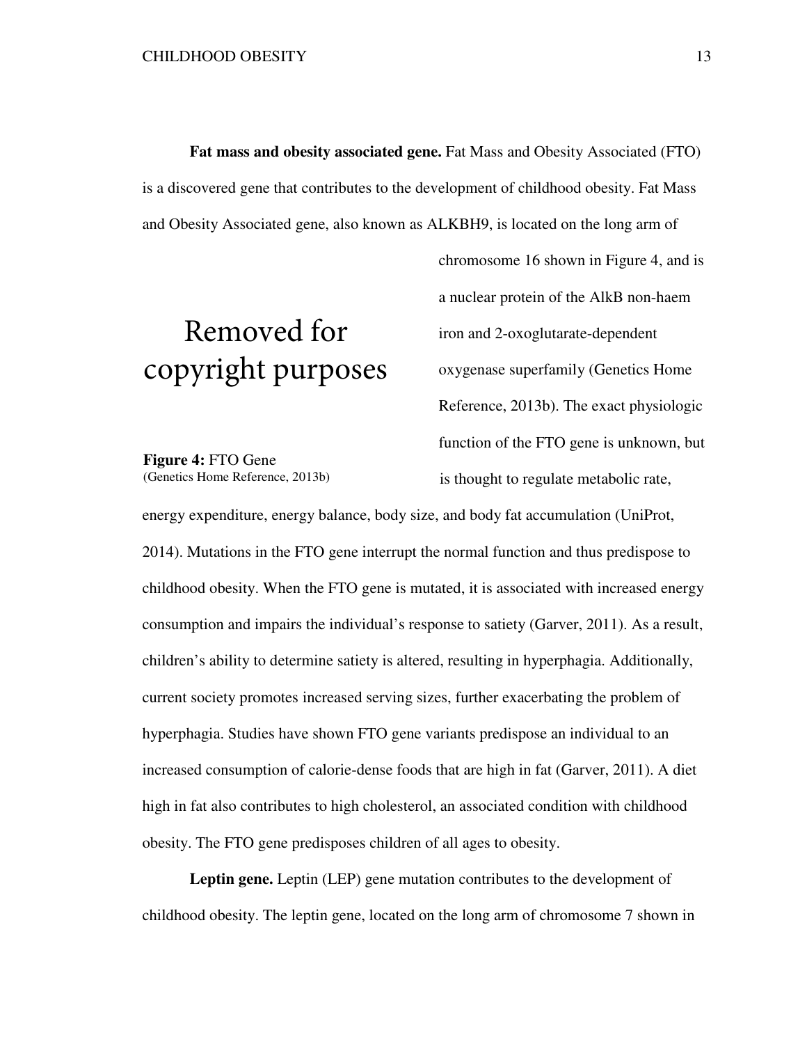**Fat mass and obesity associated gene.** Fat Mass and Obesity Associated (FTO) is a discovered gene that contributes to the development of childhood obesity. Fat Mass and Obesity Associated gene, also known as ALKBH9, is located on the long arm of chromosome 16 shown in Figure 4, and is a nuclear protein of the AlkB non-haem iron and 2-oxoglutarate-dependent oxygenase superfamily (Genetics Home Reference, 2013b). The exact physiologic function of the FTO gene is unknown, but is thought to regulate metabolic rate, energy expenditure, energy balance, body size, and body fat accumulation (UniProt, 2014). Mutations in the FTO gene interrupt the normal function and thus predispose to childhood obesity. When the FTO gene is mutated, it is associated with increased energy consumption and impairs the individual's response to satiety (Garver, 2011). As a result, children's ability to determine satiety is altered, resulting in hyperphagia. Additionally, current society promotes increased serving sizes, further exacerbating the problem of hyperphagia. Studies have shown FTO gene variants predispose an individual to an increased consumption of calorie-dense foods that are high in fat (Garver, 2011). A diet high in fat also contributes to high cholesterol, an associated condition with childhood obesity. The FTO gene predisposes children of all ages to obesity.

Removed for copyright purposes

**Figure 4:** FTO Gene
(Genetics Home Reference, 2013b)

**Leptin gene.** Leptin (LEP) gene mutation contributes to the development of childhood obesity. The leptin gene, located on the long arm of chromosome 7 shown in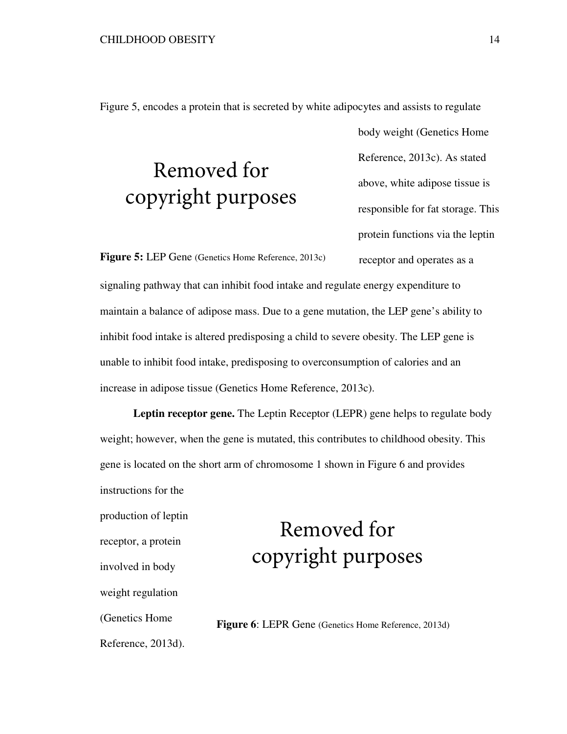Figure 5, encodes a protein that is secreted by white adipocytes and assists to regulate body weight (Genetics Home Reference, 2013c). As stated above, white adipose tissue is responsible for fat storage. This protein functions via the leptin receptor and operates as a signaling pathway that can inhibit food intake and regulate energy expenditure to maintain a balance of adipose mass. Due to a gene mutation, the LEP gene's ability to inhibit food intake is altered predisposing a child to severe obesity. The LEP gene is unable to inhibit food intake, predisposing to overconsumption of calories and an increase in adipose tissue (Genetics Home Reference, 2013c).

Removed for copyright purposes

**Figure 5:** LEP Gene (Genetics Home Reference, 2013c)

**Leptin receptor gene.** The Leptin Receptor (LEPR) gene helps to regulate body weight; however, when the gene is mutated, this contributes to childhood obesity. This gene is located on the short arm of chromosome 1 shown in Figure 6 and provides instructions for the production of leptin receptor, a protein involved in body weight regulation (Genetics Home Reference, 2013d).

Removed for copyright purposes

**Figure 6**: LEPR Gene (Genetics Home Reference, 2013d)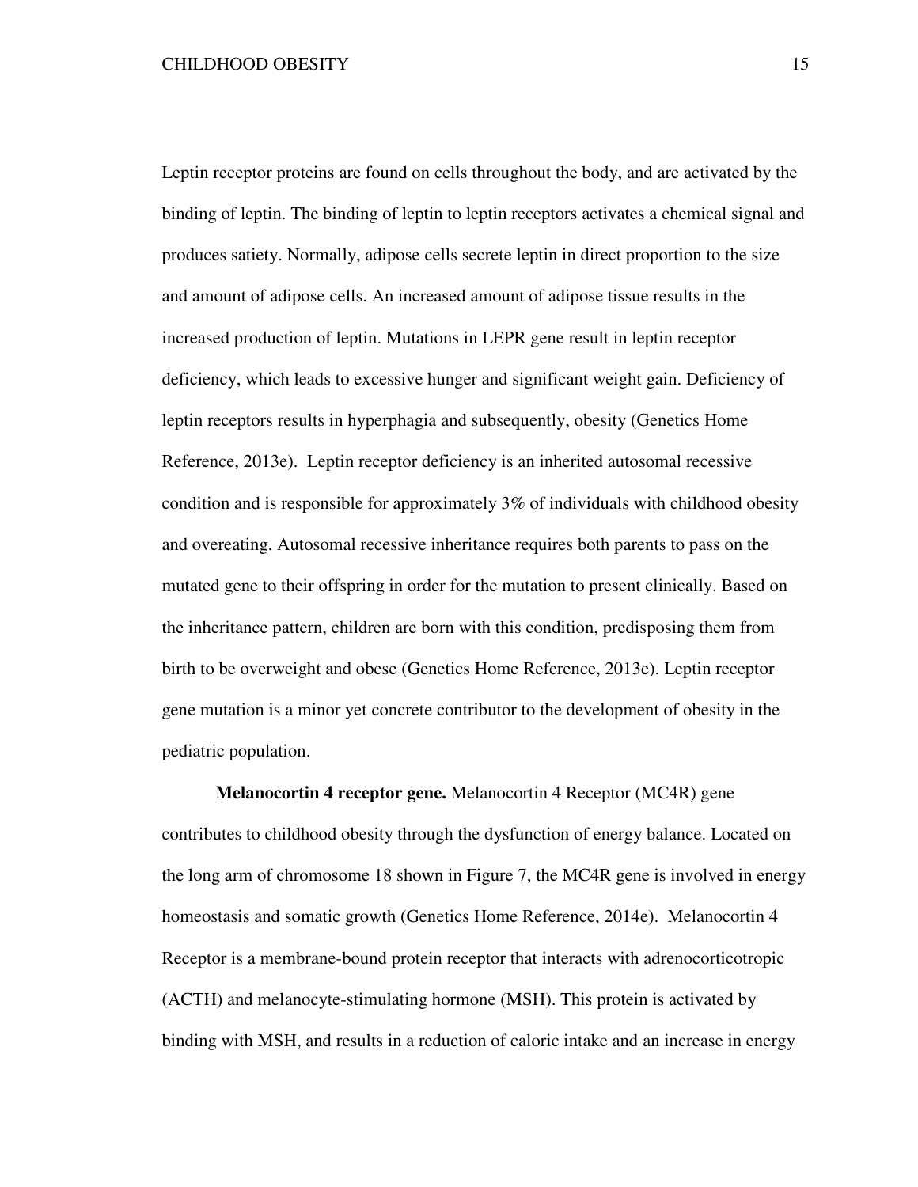Leptin receptor proteins are found on cells throughout the body, and are activated by the binding of leptin. The binding of leptin to leptin receptors activates a chemical signal and produces satiety. Normally, adipose cells secrete leptin in direct proportion to the size and amount of adipose cells. An increased amount of adipose tissue results in the increased production of leptin. Mutations in LEPR gene result in leptin receptor deficiency, which leads to excessive hunger and significant weight gain. Deficiency of leptin receptors results in hyperphagia and subsequently, obesity (Genetics Home Reference, 2013e). Leptin receptor deficiency is an inherited autosomal recessive condition and is responsible for approximately 3% of individuals with childhood obesity and overeating. Autosomal recessive inheritance requires both parents to pass on the mutated gene to their offspring in order for the mutation to present clinically. Based on the inheritance pattern, children are born with this condition, predisposing them from birth to be overweight and obese (Genetics Home Reference, 2013e). Leptin receptor gene mutation is a minor yet concrete contributor to the development of obesity in the pediatric population.

**Melanocortin 4 receptor gene.** Melanocortin 4 Receptor (MC4R) gene contributes to childhood obesity through the dysfunction of energy balance. Located on the long arm of chromosome 18 shown in Figure 7, the MC4R gene is involved in energy homeostasis and somatic growth (Genetics Home Reference, 2014e). Melanocortin 4 Receptor is a membrane-bound protein receptor that interacts with adrenocorticotropic (ACTH) and melanocyte-stimulating hormone (MSH). This protein is activated by binding with MSH, and results in a reduction of caloric intake and an increase in energy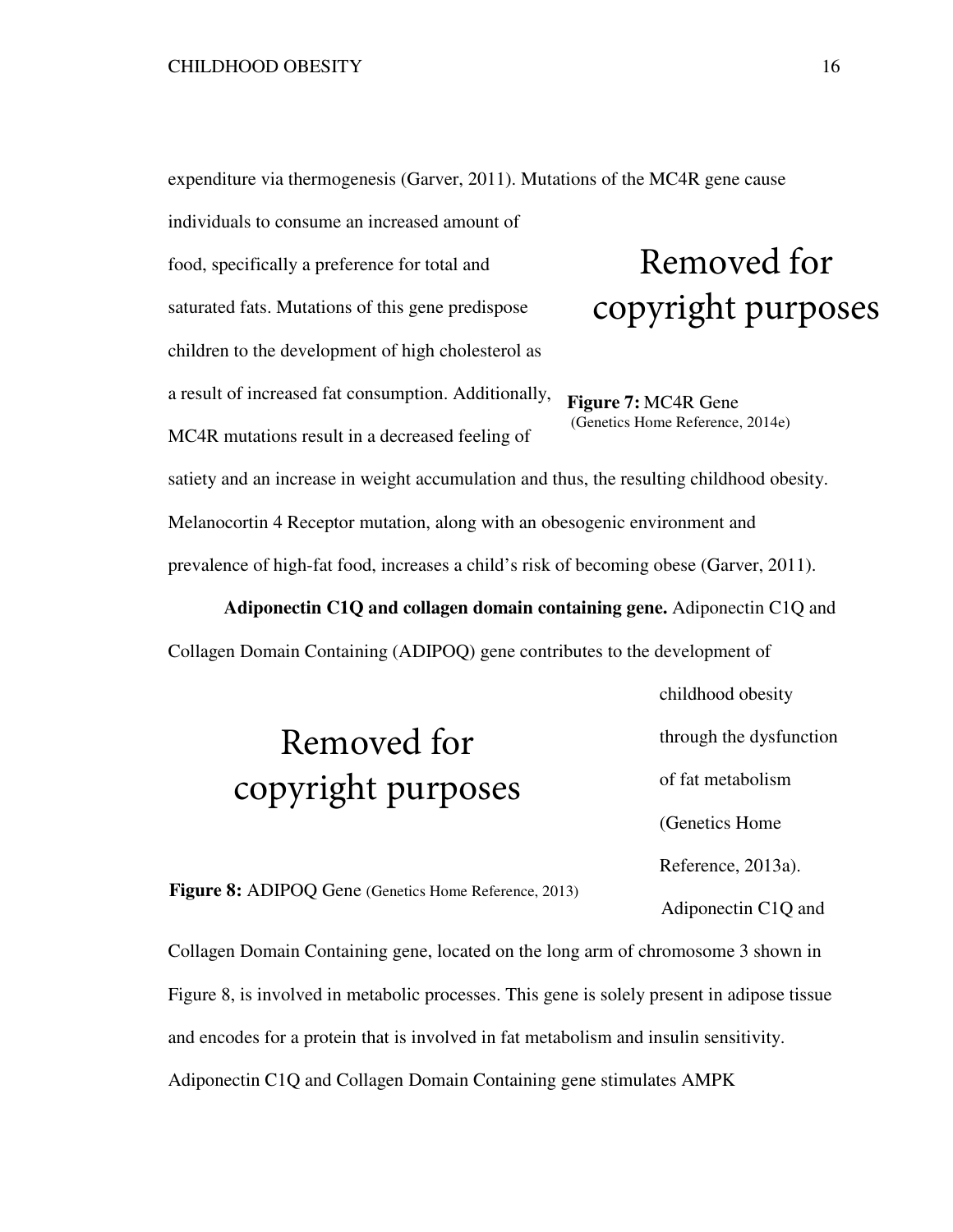expenditure via thermogenesis (Garver, 2011). Mutations of the MC4R gene cause individuals to consume an increased amount of food, specifically a preference for total and saturated fats. Mutations of this gene predispose children to the development of high cholesterol as a result of increased fat consumption. Additionally, MC4R mutations result in a decreased feeling of satiety and an increase in weight accumulation and thus, the resulting childhood obesity. Melanocortin 4 Receptor mutation, along with an obesogenic environment and prevalence of high-fat food, increases a child's risk of becoming obese (Garver, 2011).

Removed for copyright purposes

**Figure 7:** MC4R Gene (Genetics Home Reference, 2014e)

**Adiponectin C1Q and collagen domain containing gene.** Adiponectin C1Q and Collagen Domain Containing (ADIPOQ) gene contributes to the development of childhood obesity through the dysfunction of fat metabolism (Genetics Home Reference, 2013a). Adiponectin C1Q and Collagen Domain Containing gene, located on the long arm of chromosome 3 shown in Figure 8, is involved in metabolic processes. This gene is solely present in adipose tissue and encodes for a protein that is involved in fat metabolism and insulin sensitivity. Adiponectin C1Q and Collagen Domain Containing gene stimulates AMPK

Removed for copyright purposes

**Figure 8:** ADIPOQ Gene (Genetics Home Reference, 2013)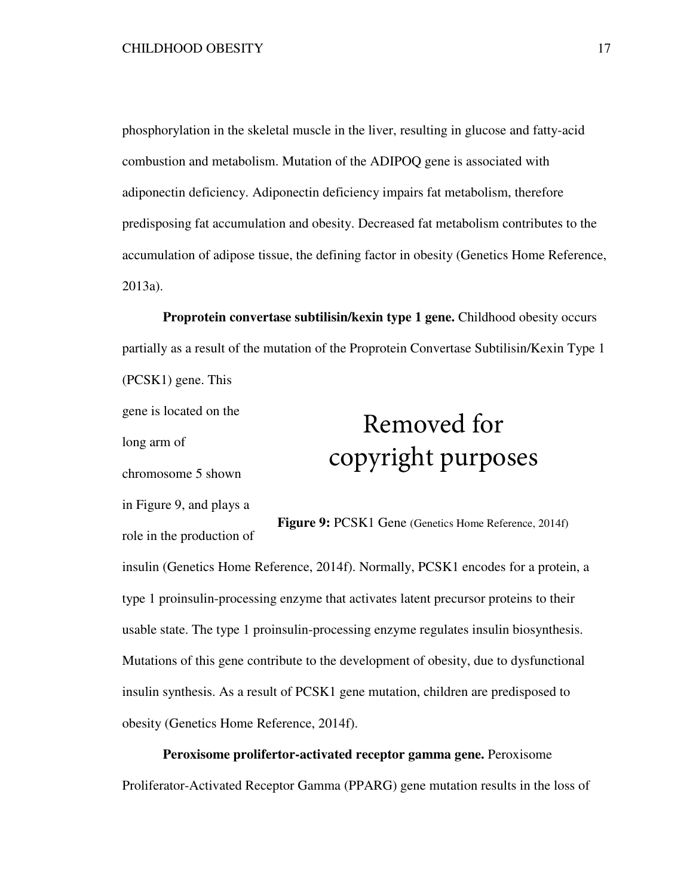phosphorylation in the skeletal muscle in the liver, resulting in glucose and fatty-acid combustion and metabolism. Mutation of the ADIPOQ gene is associated with adiponectin deficiency. Adiponectin deficiency impairs fat metabolism, therefore predisposing fat accumulation and obesity. Decreased fat metabolism contributes to the accumulation of adipose tissue, the defining factor in obesity (Genetics Home Reference, 2013a).

**Proprotein convertase subtilisin/kexin type 1 gene.** Childhood obesity occurs partially as a result of the mutation of the Proprotein Convertase Subtilisin/Kexin Type 1 (PCSK1) gene. This gene is located on the long arm of chromosome 5 shown in Figure 9, and plays a role in the production of insulin (Genetics Home Reference, 2014f). Normally, PCSK1 encodes for a protein, a type 1 proinsulin-processing enzyme that activates latent precursor proteins to their usable state. The type 1 proinsulin-processing enzyme regulates insulin biosynthesis. Mutations of this gene contribute to the development of obesity, due to dysfunctional insulin synthesis. As a result of PCSK1 gene mutation, children are predisposed to obesity (Genetics Home Reference, 2014f).

Removed for copyright purposes

**Figure 9:** PCSK1 Gene (Genetics Home Reference, 2014f)

**Peroxisome prolifertor-activated receptor gamma gene.** Peroxisome Proliferator-Activated Receptor Gamma (PPARG) gene mutation results in the loss of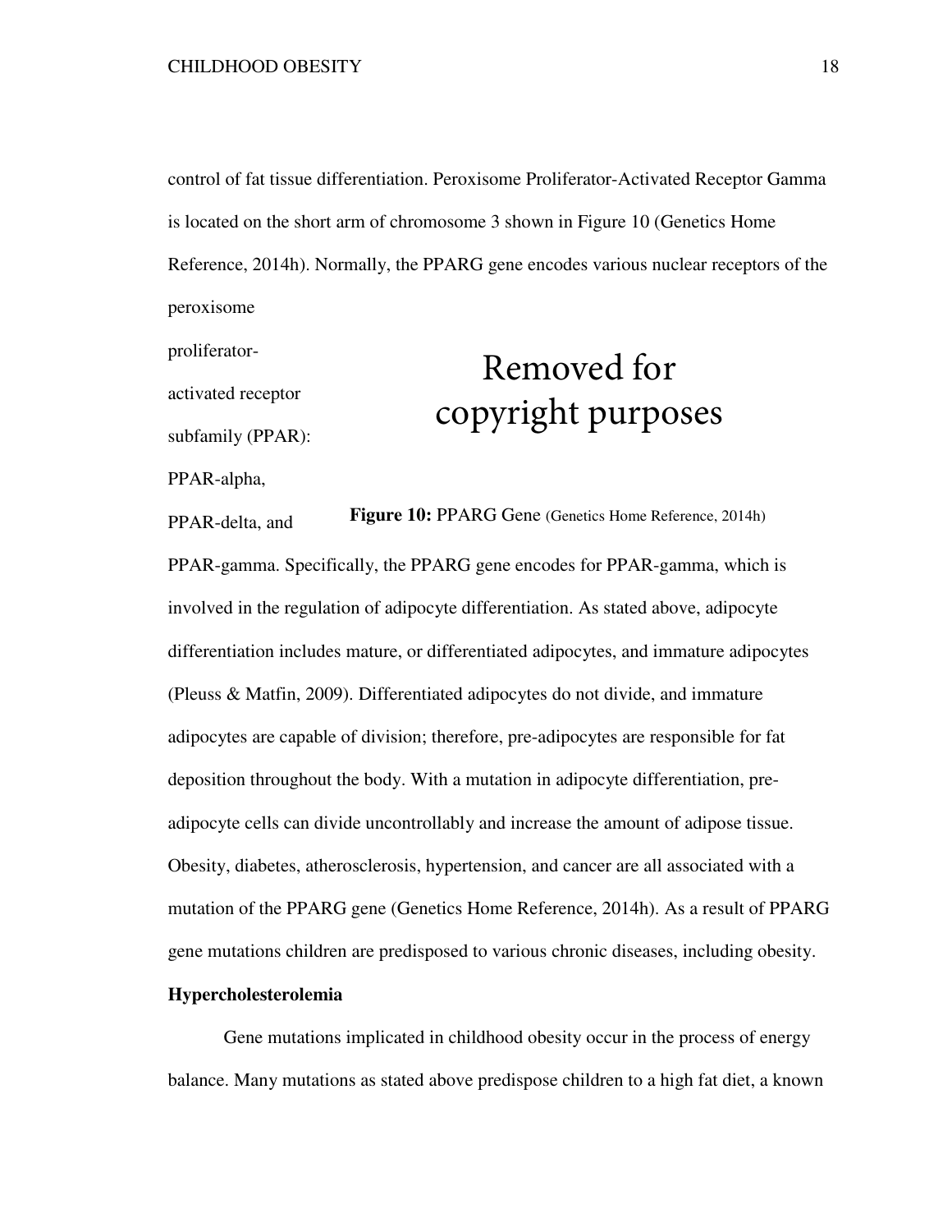control of fat tissue differentiation. Peroxisome Proliferator-Activated Receptor Gamma is located on the short arm of chromosome 3 shown in Figure 10 (Genetics Home Reference, 2014h). Normally, the PPARG gene encodes various nuclear receptors of the peroxisome proliferator-activated receptor subfamily (PPAR): PPAR-alpha, PPAR-delta, and PPAR-gamma. Specifically, the PPARG gene encodes for PPAR-gamma, which is involved in the regulation of adipocyte differentiation. As stated above, adipocyte differentiation includes mature, or differentiated adipocytes, and immature adipocytes (Pleuss & Matfin, 2009). Differentiated adipocytes do not divide, and immature adipocytes are capable of division; therefore, pre-adipocytes are responsible for fat deposition throughout the body. With a mutation in adipocyte differentiation, pre-adipocyte cells can divide uncontrollably and increase the amount of adipose tissue. Obesity, diabetes, atherosclerosis, hypertension, and cancer are all associated with a mutation of the PPARG gene (Genetics Home Reference, 2014h). As a result of PPARG gene mutations children are predisposed to various chronic diseases, including obesity.

Removed for copyright purposes

**Figure 10:** PPARG Gene (Genetics Home Reference, 2014h)

**Hypercholesterolemia**

Gene mutations implicated in childhood obesity occur in the process of energy balance. Many mutations as stated above predispose children to a high fat diet, a known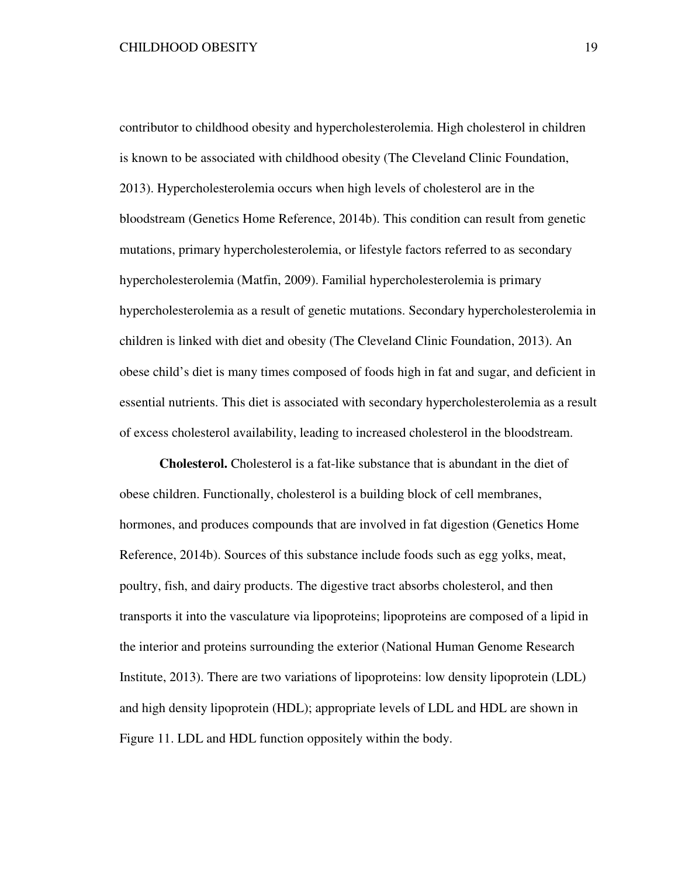contributor to childhood obesity and hypercholesterolemia. High cholesterol in children is known to be associated with childhood obesity (The Cleveland Clinic Foundation, 2013). Hypercholesterolemia occurs when high levels of cholesterol are in the bloodstream (Genetics Home Reference, 2014b). This condition can result from genetic mutations, primary hypercholesterolemia, or lifestyle factors referred to as secondary hypercholesterolemia (Matfin, 2009). Familial hypercholesterolemia is primary hypercholesterolemia as a result of genetic mutations. Secondary hypercholesterolemia in children is linked with diet and obesity (The Cleveland Clinic Foundation, 2013). An obese child's diet is many times composed of foods high in fat and sugar, and deficient in essential nutrients. This diet is associated with secondary hypercholesterolemia as a result of excess cholesterol availability, leading to increased cholesterol in the bloodstream.

**Cholesterol.** Cholesterol is a fat-like substance that is abundant in the diet of obese children. Functionally, cholesterol is a building block of cell membranes, hormones, and produces compounds that are involved in fat digestion (Genetics Home Reference, 2014b). Sources of this substance include foods such as egg yolks, meat, poultry, fish, and dairy products. The digestive tract absorbs cholesterol, and then transports it into the vasculature via lipoproteins; lipoproteins are composed of a lipid in the interior and proteins surrounding the exterior (National Human Genome Research Institute, 2013). There are two variations of lipoproteins: low density lipoprotein (LDL) and high density lipoprotein (HDL); appropriate levels of LDL and HDL are shown in Figure 11. LDL and HDL function oppositely within the body.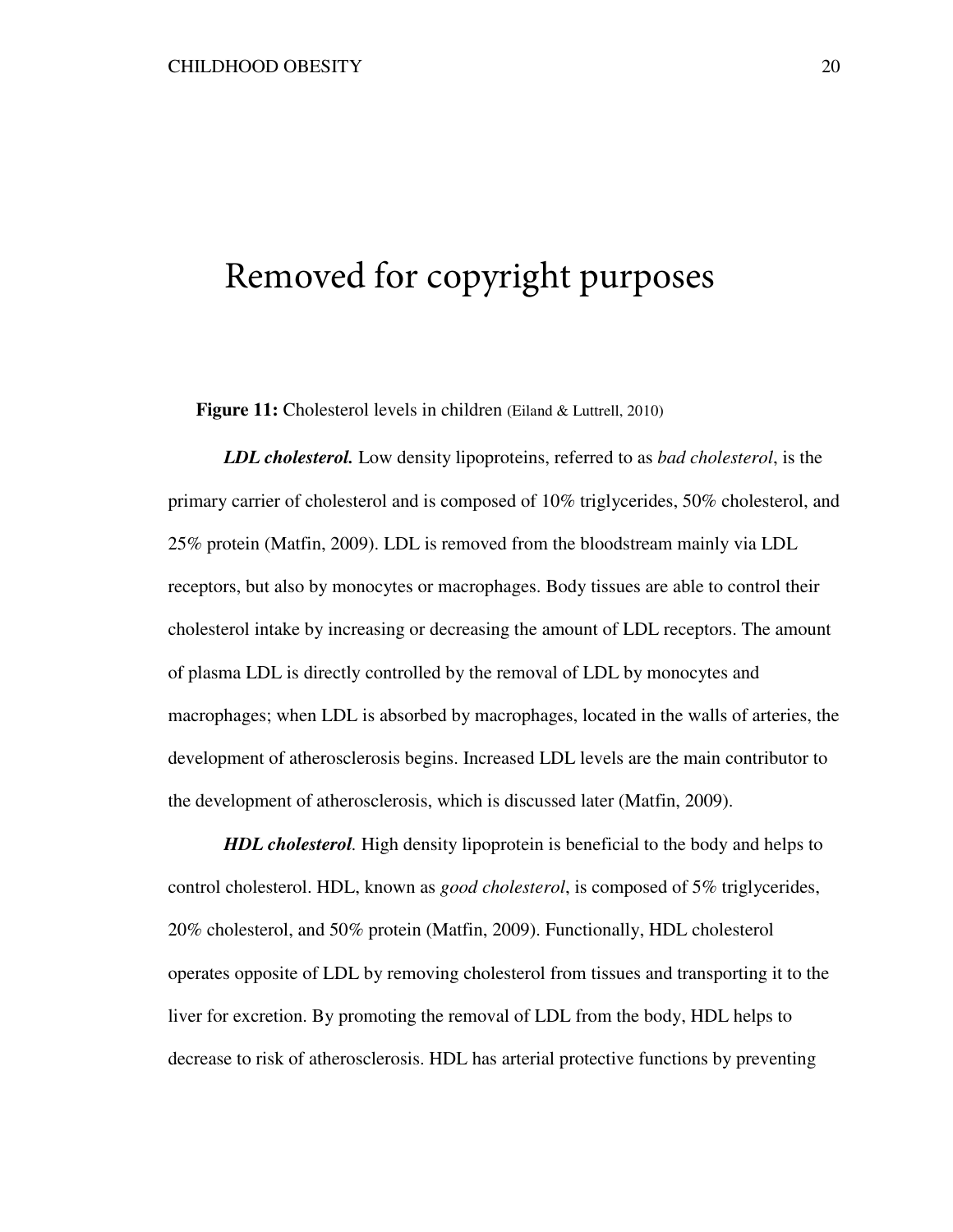Removed for copyright purposes

**Figure 11:** Cholesterol levels in children (Eiland & Luttrell, 2010)

***LDL cholesterol.*** Low density lipoproteins, referred to as *bad cholesterol*, is the primary carrier of cholesterol and is composed of 10% triglycerides, 50% cholesterol, and 25% protein (Matfin, 2009). LDL is removed from the bloodstream mainly via LDL receptors, but also by monocytes or macrophages. Body tissues are able to control their cholesterol intake by increasing or decreasing the amount of LDL receptors. The amount of plasma LDL is directly controlled by the removal of LDL by monocytes and macrophages; when LDL is absorbed by macrophages, located in the walls of arteries, the development of atherosclerosis begins. Increased LDL levels are the main contributor to the development of atherosclerosis, which is discussed later (Matfin, 2009).

***HDL cholesterol****.* High density lipoprotein is beneficial to the body and helps to control cholesterol. HDL, known as *good cholesterol*, is composed of 5% triglycerides, 20% cholesterol, and 50% protein (Matfin, 2009). Functionally, HDL cholesterol operates opposite of LDL by removing cholesterol from tissues and transporting it to the liver for excretion. By promoting the removal of LDL from the body, HDL helps to decrease to risk of atherosclerosis. HDL has arterial protective functions by preventing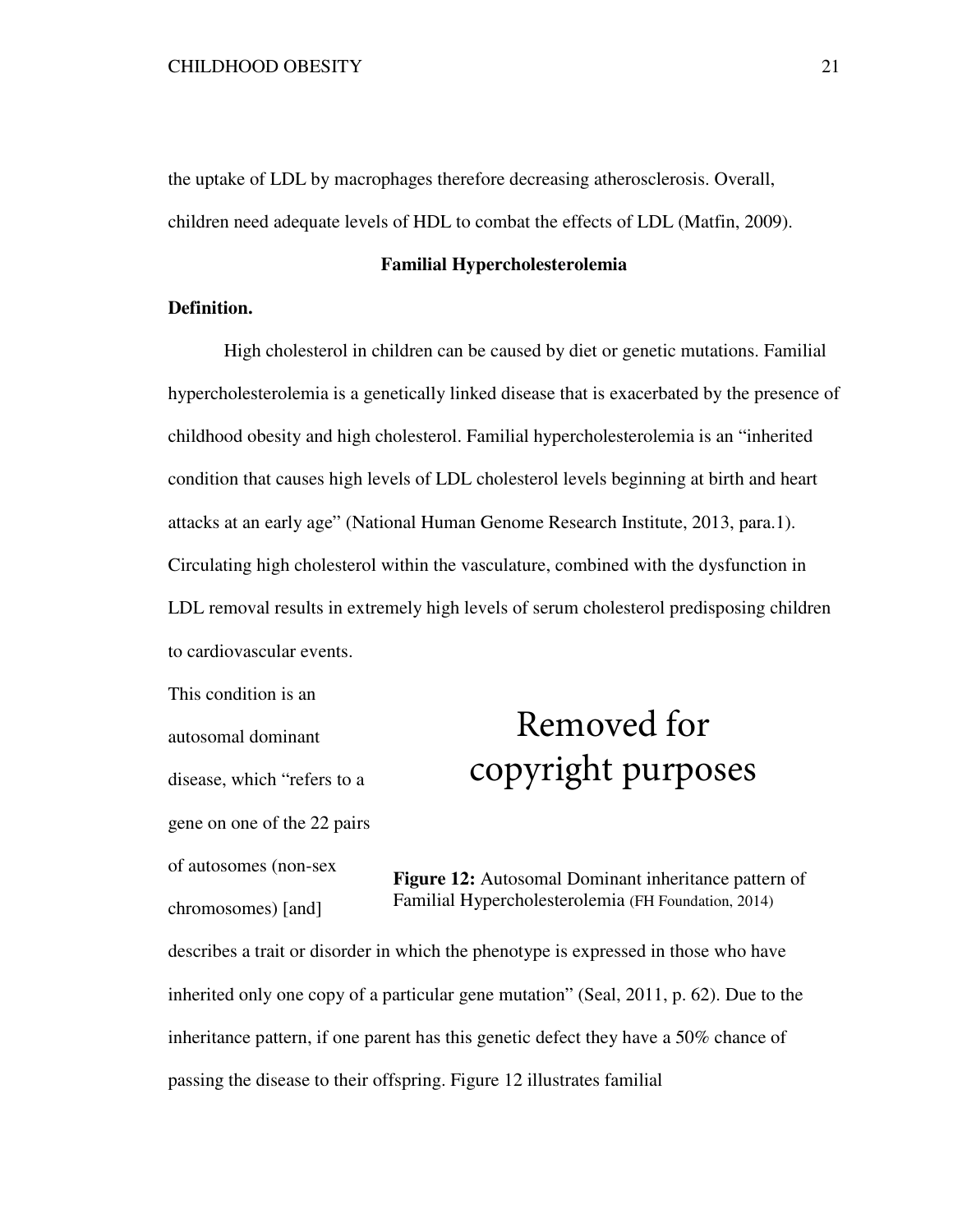the uptake of LDL by macrophages therefore decreasing atherosclerosis. Overall, children need adequate levels of HDL to combat the effects of LDL (Matfin, 2009).

## Familial Hypercholesterolemia

### Definition.

High cholesterol in children can be caused by diet or genetic mutations. Familial hypercholesterolemia is a genetically linked disease that is exacerbated by the presence of childhood obesity and high cholesterol. Familial hypercholesterolemia is an "inherited condition that causes high levels of LDL cholesterol levels beginning at birth and heart attacks at an early age" (National Human Genome Research Institute, 2013, para.1). Circulating high cholesterol within the vasculature, combined with the dysfunction in LDL removal results in extremely high levels of serum cholesterol predisposing children to cardiovascular events.

Removed for copyright purposes

**Figure 12:** Autosomal Dominant inheritance pattern of Familial Hypercholesterolemia (FH Foundation, 2014)

This condition is an autosomal dominant disease, which "refers to a gene on one of the 22 pairs of autosomes (non-sex chromosomes) [and] describes a trait or disorder in which the phenotype is expressed in those who have inherited only one copy of a particular gene mutation" (Seal, 2011, p. 62). Due to the inheritance pattern, if one parent has this genetic defect they have a 50% chance of passing the disease to their offspring. Figure 12 illustrates familial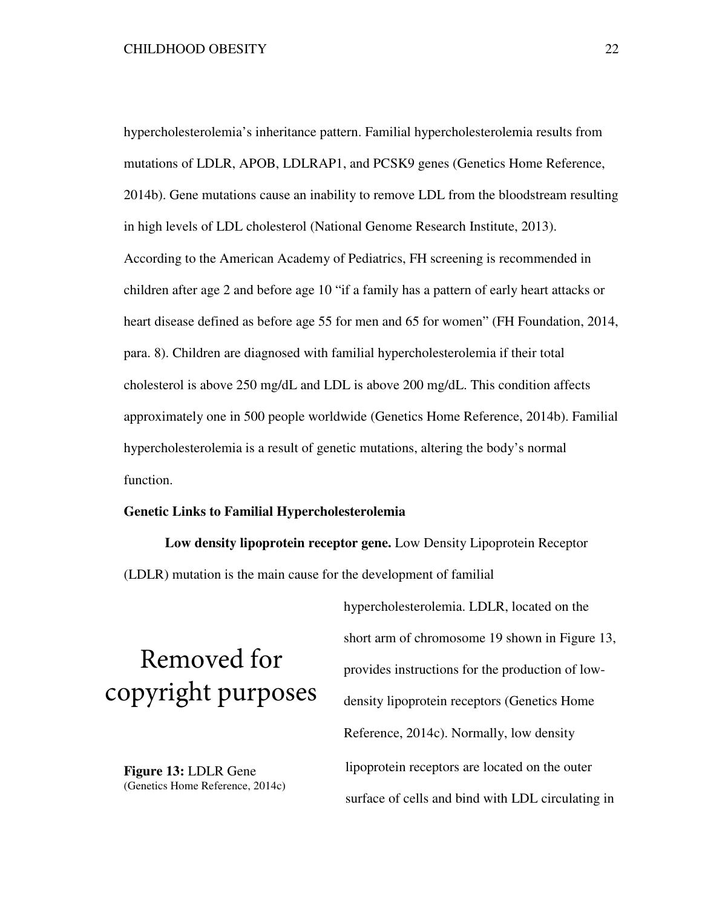hypercholesterolemia's inheritance pattern. Familial hypercholesterolemia results from mutations of LDLR, APOB, LDLRAP1, and PCSK9 genes (Genetics Home Reference, 2014b). Gene mutations cause an inability to remove LDL from the bloodstream resulting in high levels of LDL cholesterol (National Genome Research Institute, 2013). According to the American Academy of Pediatrics, FH screening is recommended in children after age 2 and before age 10 "if a family has a pattern of early heart attacks or heart disease defined as before age 55 for men and 65 for women" (FH Foundation, 2014, para. 8). Children are diagnosed with familial hypercholesterolemia if their total cholesterol is above 250 mg/dL and LDL is above 200 mg/dL. This condition affects approximately one in 500 people worldwide (Genetics Home Reference, 2014b). Familial hypercholesterolemia is a result of genetic mutations, altering the body's normal function.

**Genetic Links to Familial Hypercholesterolemia**

**Low density lipoprotein receptor gene.** Low Density Lipoprotein Receptor (LDLR) mutation is the main cause for the development of familial hypercholesterolemia. LDLR, located on the short arm of chromosome 19 shown in Figure 13, provides instructions for the production of low-density lipoprotein receptors (Genetics Home Reference, 2014c). Normally, low density lipoprotein receptors are located on the outer surface of cells and bind with LDL circulating in

Removed for copyright purposes

**Figure 13:** LDLR Gene (Genetics Home Reference, 2014c)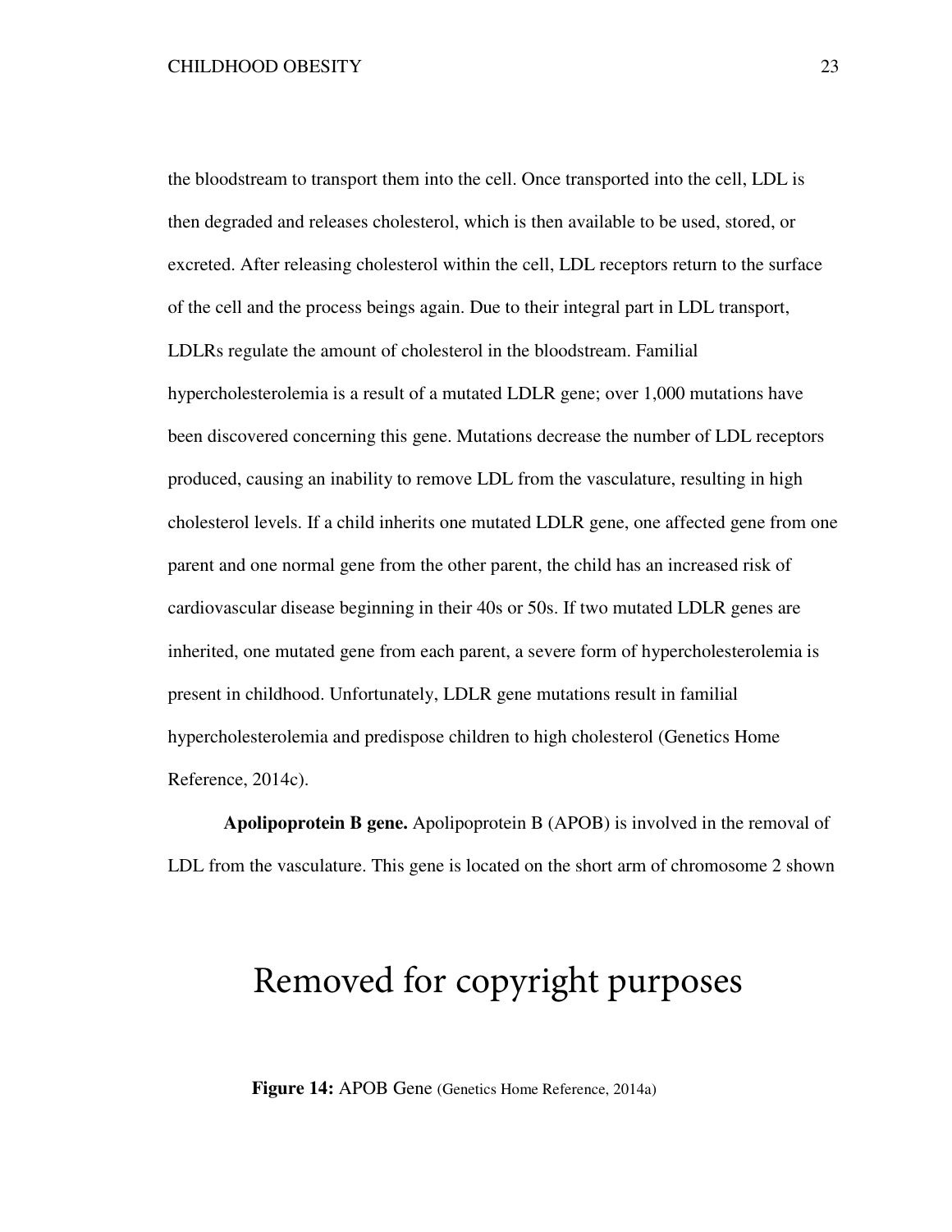the bloodstream to transport them into the cell. Once transported into the cell, LDL is then degraded and releases cholesterol, which is then available to be used, stored, or excreted. After releasing cholesterol within the cell, LDL receptors return to the surface of the cell and the process beings again. Due to their integral part in LDL transport, LDLRs regulate the amount of cholesterol in the bloodstream. Familial hypercholesterolemia is a result of a mutated LDLR gene; over 1,000 mutations have been discovered concerning this gene. Mutations decrease the number of LDL receptors produced, causing an inability to remove LDL from the vasculature, resulting in high cholesterol levels. If a child inherits one mutated LDLR gene, one affected gene from one parent and one normal gene from the other parent, the child has an increased risk of cardiovascular disease beginning in their 40s or 50s. If two mutated LDLR genes are inherited, one mutated gene from each parent, a severe form of hypercholesterolemia is present in childhood. Unfortunately, LDLR gene mutations result in familial hypercholesterolemia and predispose children to high cholesterol (Genetics Home Reference, 2014c).

**Apolipoprotein B gene.** Apolipoprotein B (APOB) is involved in the removal of LDL from the vasculature. This gene is located on the short arm of chromosome 2 shown

Removed for copyright purposes

**Figure 14:** APOB Gene (Genetics Home Reference, 2014a)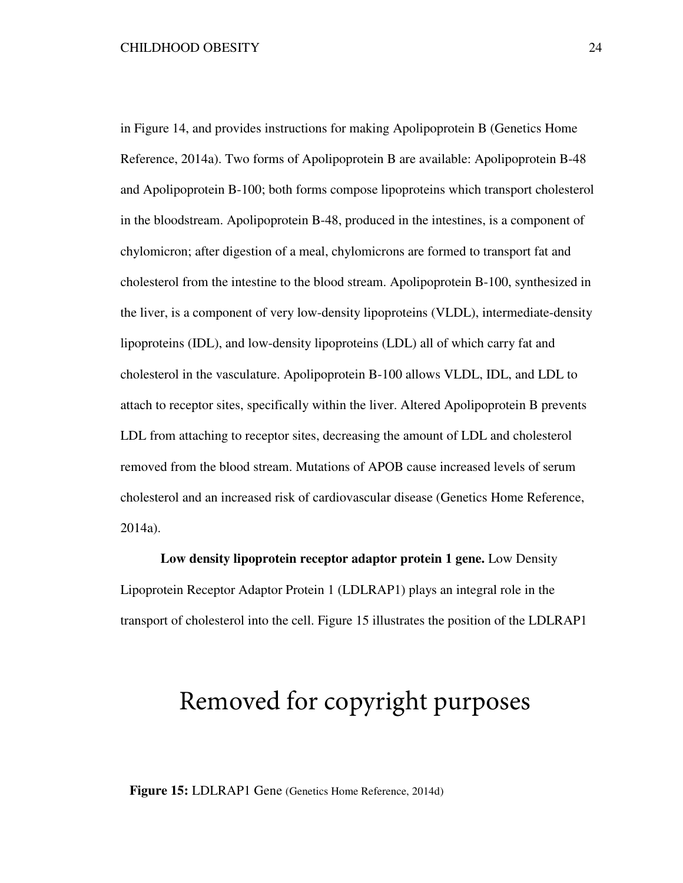in Figure 14, and provides instructions for making Apolipoprotein B (Genetics Home Reference, 2014a). Two forms of Apolipoprotein B are available: Apolipoprotein B-48 and Apolipoprotein B-100; both forms compose lipoproteins which transport cholesterol in the bloodstream. Apolipoprotein B-48, produced in the intestines, is a component of chylomicron; after digestion of a meal, chylomicrons are formed to transport fat and cholesterol from the intestine to the blood stream. Apolipoprotein B-100, synthesized in the liver, is a component of very low-density lipoproteins (VLDL), intermediate-density lipoproteins (IDL), and low-density lipoproteins (LDL) all of which carry fat and cholesterol in the vasculature. Apolipoprotein B-100 allows VLDL, IDL, and LDL to attach to receptor sites, specifically within the liver. Altered Apolipoprotein B prevents LDL from attaching to receptor sites, decreasing the amount of LDL and cholesterol removed from the blood stream. Mutations of APOB cause increased levels of serum cholesterol and an increased risk of cardiovascular disease (Genetics Home Reference, 2014a).

**Low density lipoprotein receptor adaptor protein 1 gene.** Low Density Lipoprotein Receptor Adaptor Protein 1 (LDLRAP1) plays an integral role in the transport of cholesterol into the cell. Figure 15 illustrates the position of the LDLRAP1

Removed for copyright purposes

**Figure 15:** LDLRAP1 Gene (Genetics Home Reference, 2014d)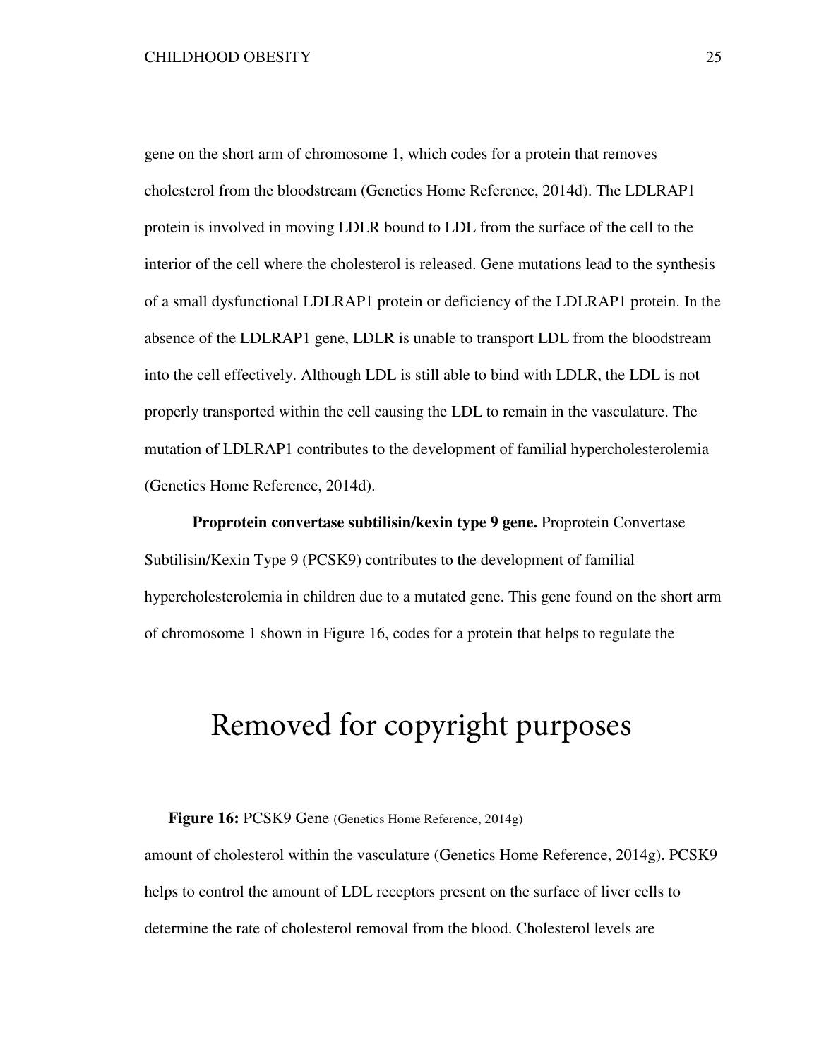gene on the short arm of chromosome 1, which codes for a protein that removes cholesterol from the bloodstream (Genetics Home Reference, 2014d). The LDLRAP1 protein is involved in moving LDLR bound to LDL from the surface of the cell to the interior of the cell where the cholesterol is released. Gene mutations lead to the synthesis of a small dysfunctional LDLRAP1 protein or deficiency of the LDLRAP1 protein. In the absence of the LDLRAP1 gene, LDLR is unable to transport LDL from the bloodstream into the cell effectively. Although LDL is still able to bind with LDLR, the LDL is not properly transported within the cell causing the LDL to remain in the vasculature. The mutation of LDLRAP1 contributes to the development of familial hypercholesterolemia (Genetics Home Reference, 2014d).

**Proprotein convertase subtilisin/kexin type 9 gene.** Proprotein Convertase Subtilisin/Kexin Type 9 (PCSK9) contributes to the development of familial hypercholesterolemia in children due to a mutated gene. This gene found on the short arm of chromosome 1 shown in Figure 16, codes for a protein that helps to regulate the amount of cholesterol within the vasculature (Genetics Home Reference, 2014g). PCSK9 helps to control the amount of LDL receptors present on the surface of liver cells to determine the rate of cholesterol removal from the blood. Cholesterol levels are

Removed for copyright purposes

**Figure 16:** PCSK9 Gene (Genetics Home Reference, 2014g)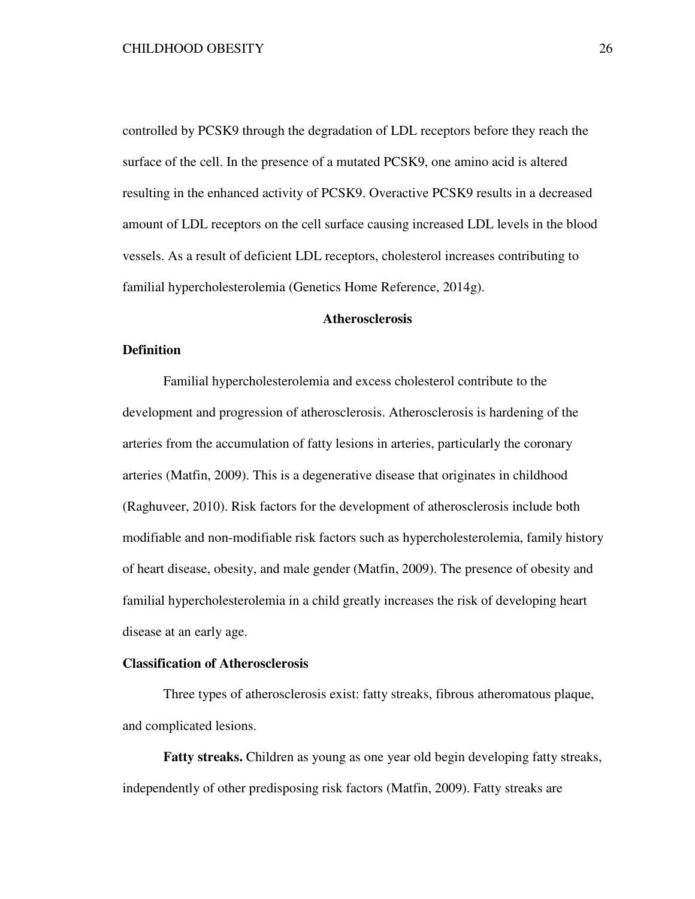controlled by PCSK9 through the degradation of LDL receptors before they reach the surface of the cell. In the presence of a mutated PCSK9, one amino acid is altered resulting in the enhanced activity of PCSK9. Overactive PCSK9 results in a decreased amount of LDL receptors on the cell surface causing increased LDL levels in the blood vessels. As a result of deficient LDL receptors, cholesterol increases contributing to familial hypercholesterolemia (Genetics Home Reference, 2014g).

## Atherosclerosis

### Definition

Familial hypercholesterolemia and excess cholesterol contribute to the development and progression of atherosclerosis. Atherosclerosis is hardening of the arteries from the accumulation of fatty lesions in arteries, particularly the coronary arteries (Matfin, 2009). This is a degenerative disease that originates in childhood (Raghuveer, 2010). Risk factors for the development of atherosclerosis include both modifiable and non-modifiable risk factors such as hypercholesterolemia, family history of heart disease, obesity, and male gender (Matfin, 2009). The presence of obesity and familial hypercholesterolemia in a child greatly increases the risk of developing heart disease at an early age.

### Classification of Atherosclerosis

Three types of atherosclerosis exist: fatty streaks, fibrous atheromatous plaque, and complicated lesions.

**Fatty streaks.** Children as young as one year old begin developing fatty streaks, independently of other predisposing risk factors (Matfin, 2009). Fatty streaks are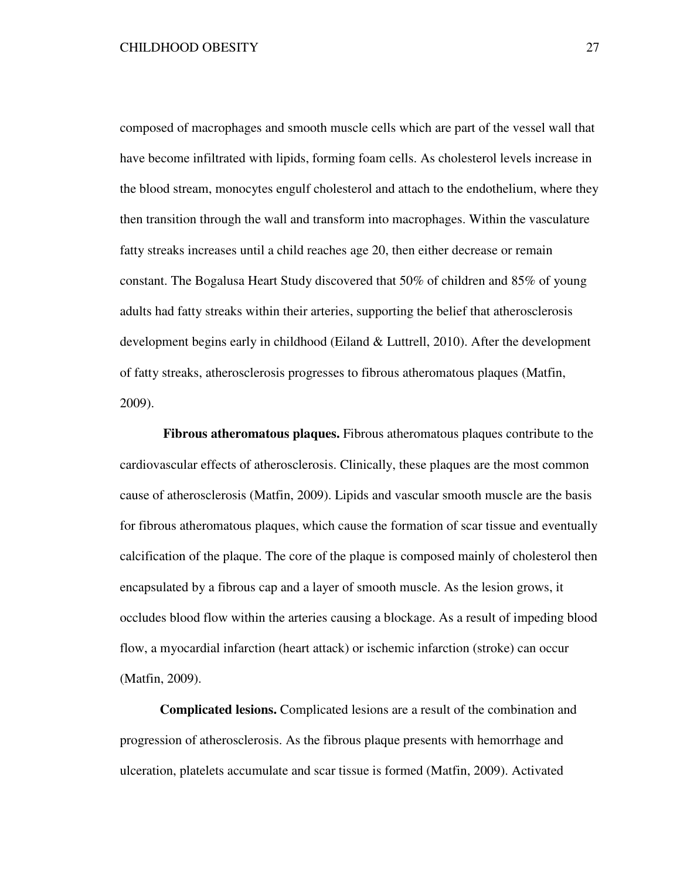composed of macrophages and smooth muscle cells which are part of the vessel wall that have become infiltrated with lipids, forming foam cells. As cholesterol levels increase in the blood stream, monocytes engulf cholesterol and attach to the endothelium, where they then transition through the wall and transform into macrophages. Within the vasculature fatty streaks increases until a child reaches age 20, then either decrease or remain constant. The Bogalusa Heart Study discovered that 50% of children and 85% of young adults had fatty streaks within their arteries, supporting the belief that atherosclerosis development begins early in childhood (Eiland & Luttrell, 2010). After the development of fatty streaks, atherosclerosis progresses to fibrous atheromatous plaques (Matfin, 2009).

**Fibrous atheromatous plaques.** Fibrous atheromatous plaques contribute to the cardiovascular effects of atherosclerosis. Clinically, these plaques are the most common cause of atherosclerosis (Matfin, 2009). Lipids and vascular smooth muscle are the basis for fibrous atheromatous plaques, which cause the formation of scar tissue and eventually calcification of the plaque. The core of the plaque is composed mainly of cholesterol then encapsulated by a fibrous cap and a layer of smooth muscle. As the lesion grows, it occludes blood flow within the arteries causing a blockage. As a result of impeding blood flow, a myocardial infarction (heart attack) or ischemic infarction (stroke) can occur (Matfin, 2009).

**Complicated lesions.** Complicated lesions are a result of the combination and progression of atherosclerosis. As the fibrous plaque presents with hemorrhage and ulceration, platelets accumulate and scar tissue is formed (Matfin, 2009). Activated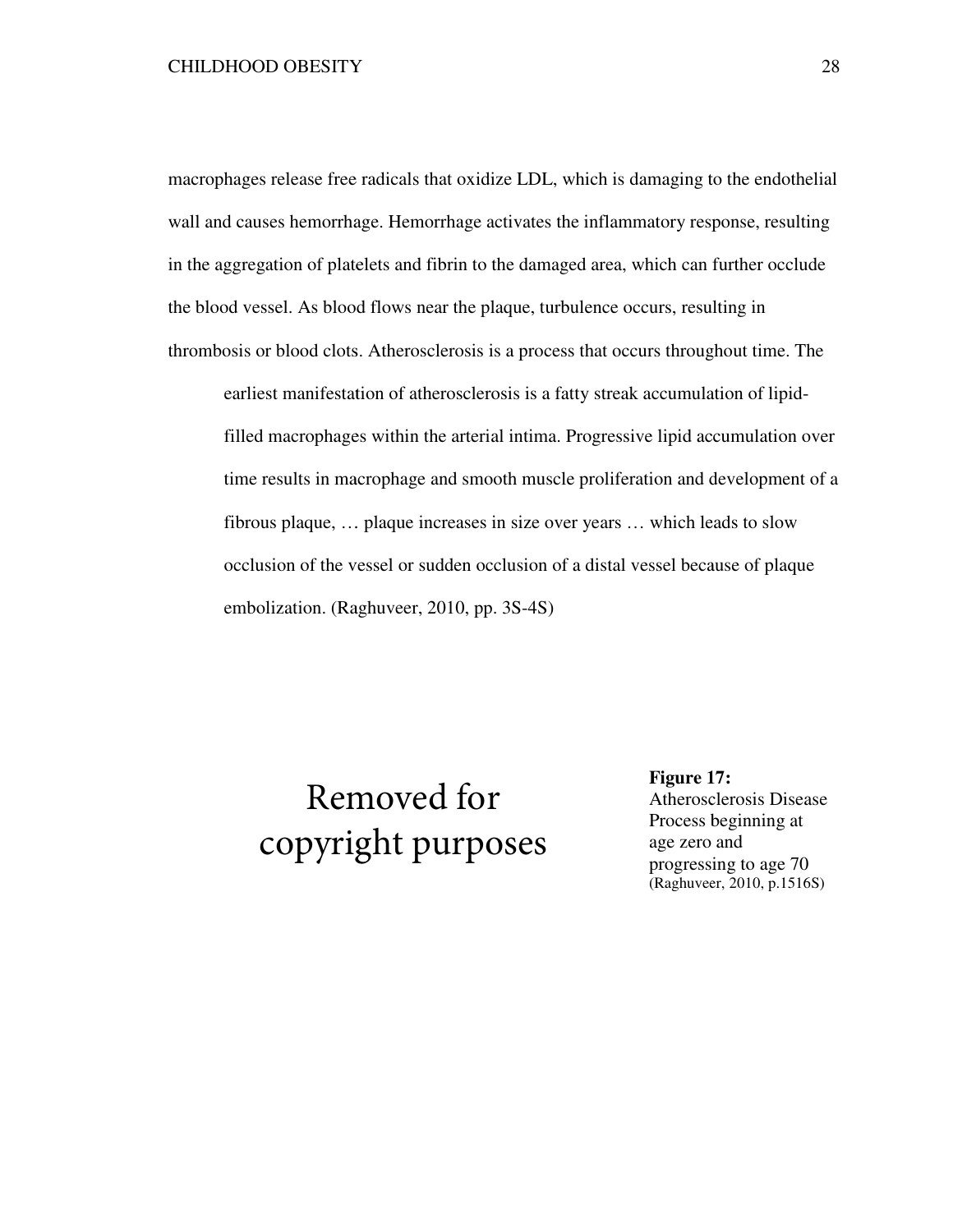macrophages release free radicals that oxidize LDL, which is damaging to the endothelial wall and causes hemorrhage. Hemorrhage activates the inflammatory response, resulting in the aggregation of platelets and fibrin to the damaged area, which can further occlude the blood vessel. As blood flows near the plaque, turbulence occurs, resulting in thrombosis or blood clots. Atherosclerosis is a process that occurs throughout time. The

> earliest manifestation of atherosclerosis is a fatty streak accumulation of lipid-filled macrophages within the arterial intima. Progressive lipid accumulation over time results in macrophage and smooth muscle proliferation and development of a fibrous plaque, … plaque increases in size over years … which leads to slow occlusion of the vessel or sudden occlusion of a distal vessel because of plaque embolization. (Raghuveer, 2010, pp. 3S-4S)

Removed for copyright purposes

**Figure 17:** Atherosclerosis Disease Process beginning at age zero and progressing to age 70 (Raghuveer, 2010, p.1516S)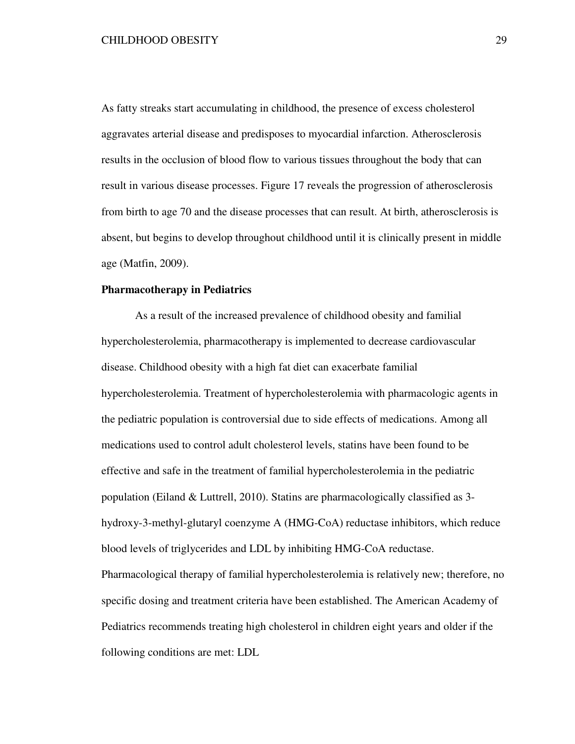As fatty streaks start accumulating in childhood, the presence of excess cholesterol aggravates arterial disease and predisposes to myocardial infarction. Atherosclerosis results in the occlusion of blood flow to various tissues throughout the body that can result in various disease processes. Figure 17 reveals the progression of atherosclerosis from birth to age 70 and the disease processes that can result. At birth, atherosclerosis is absent, but begins to develop throughout childhood until it is clinically present in middle age (Matfin, 2009).

**Pharmacotherapy in Pediatrics**

As a result of the increased prevalence of childhood obesity and familial hypercholesterolemia, pharmacotherapy is implemented to decrease cardiovascular disease. Childhood obesity with a high fat diet can exacerbate familial hypercholesterolemia. Treatment of hypercholesterolemia with pharmacologic agents in the pediatric population is controversial due to side effects of medications. Among all medications used to control adult cholesterol levels, statins have been found to be effective and safe in the treatment of familial hypercholesterolemia in the pediatric population (Eiland & Luttrell, 2010). Statins are pharmacologically classified as 3-hydroxy-3-methyl-glutaryl coenzyme A (HMG-CoA) reductase inhibitors, which reduce blood levels of triglycerides and LDL by inhibiting HMG-CoA reductase. Pharmacological therapy of familial hypercholesterolemia is relatively new; therefore, no specific dosing and treatment criteria have been established. The American Academy of Pediatrics recommends treating high cholesterol in children eight years and older if the following conditions are met: LDL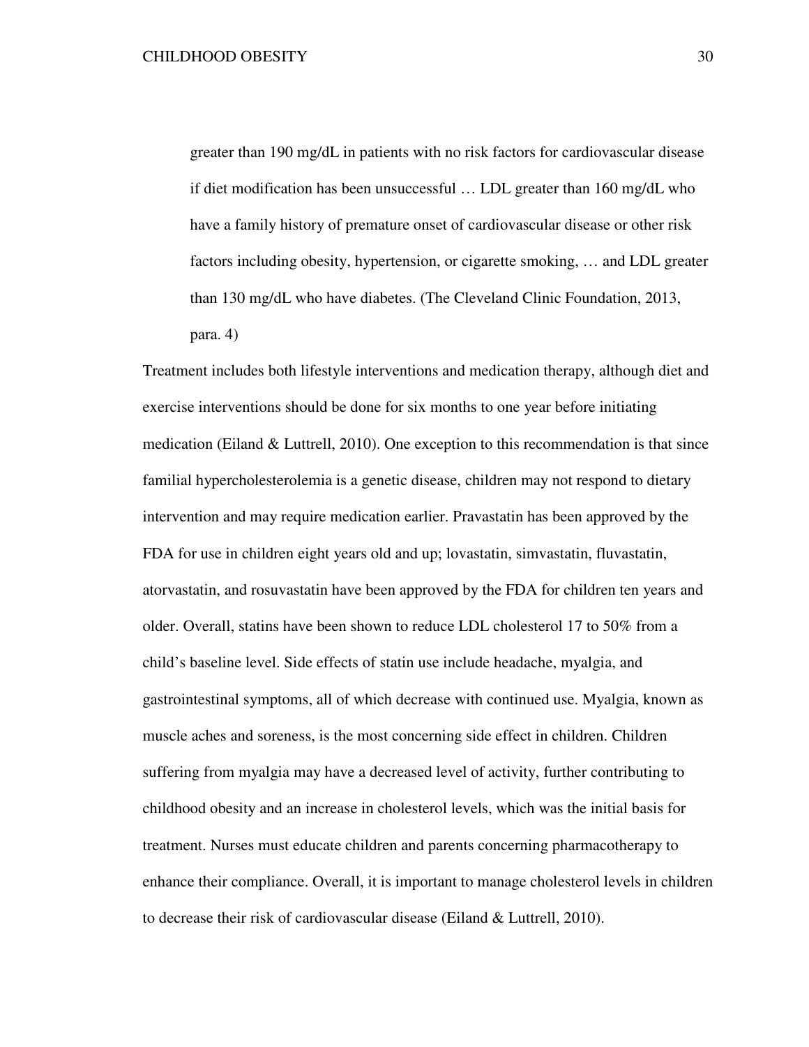> greater than 190 mg/dL in patients with no risk factors for cardiovascular disease if diet modification has been unsuccessful … LDL greater than 160 mg/dL who have a family history of premature onset of cardiovascular disease or other risk factors including obesity, hypertension, or cigarette smoking, … and LDL greater than 130 mg/dL who have diabetes. (The Cleveland Clinic Foundation, 2013, para. 4)

Treatment includes both lifestyle interventions and medication therapy, although diet and exercise interventions should be done for six months to one year before initiating medication (Eiland & Luttrell, 2010). One exception to this recommendation is that since familial hypercholesterolemia is a genetic disease, children may not respond to dietary intervention and may require medication earlier. Pravastatin has been approved by the FDA for use in children eight years old and up; lovastatin, simvastatin, fluvastatin, atorvastatin, and rosuvastatin have been approved by the FDA for children ten years and older. Overall, statins have been shown to reduce LDL cholesterol 17 to 50% from a child's baseline level. Side effects of statin use include headache, myalgia, and gastrointestinal symptoms, all of which decrease with continued use. Myalgia, known as muscle aches and soreness, is the most concerning side effect in children. Children suffering from myalgia may have a decreased level of activity, further contributing to childhood obesity and an increase in cholesterol levels, which was the initial basis for treatment. Nurses must educate children and parents concerning pharmacotherapy to enhance their compliance. Overall, it is important to manage cholesterol levels in children to decrease their risk of cardiovascular disease (Eiland & Luttrell, 2010).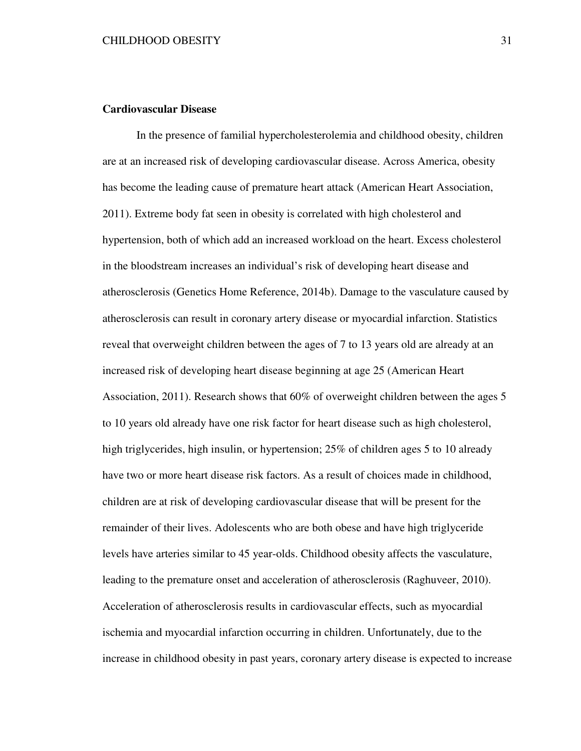**Cardiovascular Disease**

In the presence of familial hypercholesterolemia and childhood obesity, children are at an increased risk of developing cardiovascular disease. Across America, obesity has become the leading cause of premature heart attack (American Heart Association, 2011). Extreme body fat seen in obesity is correlated with high cholesterol and hypertension, both of which add an increased workload on the heart. Excess cholesterol in the bloodstream increases an individual's risk of developing heart disease and atherosclerosis (Genetics Home Reference, 2014b). Damage to the vasculature caused by atherosclerosis can result in coronary artery disease or myocardial infarction. Statistics reveal that overweight children between the ages of 7 to 13 years old are already at an increased risk of developing heart disease beginning at age 25 (American Heart Association, 2011). Research shows that 60% of overweight children between the ages 5 to 10 years old already have one risk factor for heart disease such as high cholesterol, high triglycerides, high insulin, or hypertension; 25% of children ages 5 to 10 already have two or more heart disease risk factors. As a result of choices made in childhood, children are at risk of developing cardiovascular disease that will be present for the remainder of their lives. Adolescents who are both obese and have high triglyceride levels have arteries similar to 45 year-olds. Childhood obesity affects the vasculature, leading to the premature onset and acceleration of atherosclerosis (Raghuveer, 2010). Acceleration of atherosclerosis results in cardiovascular effects, such as myocardial ischemia and myocardial infarction occurring in children. Unfortunately, due to the increase in childhood obesity in past years, coronary artery disease is expected to increase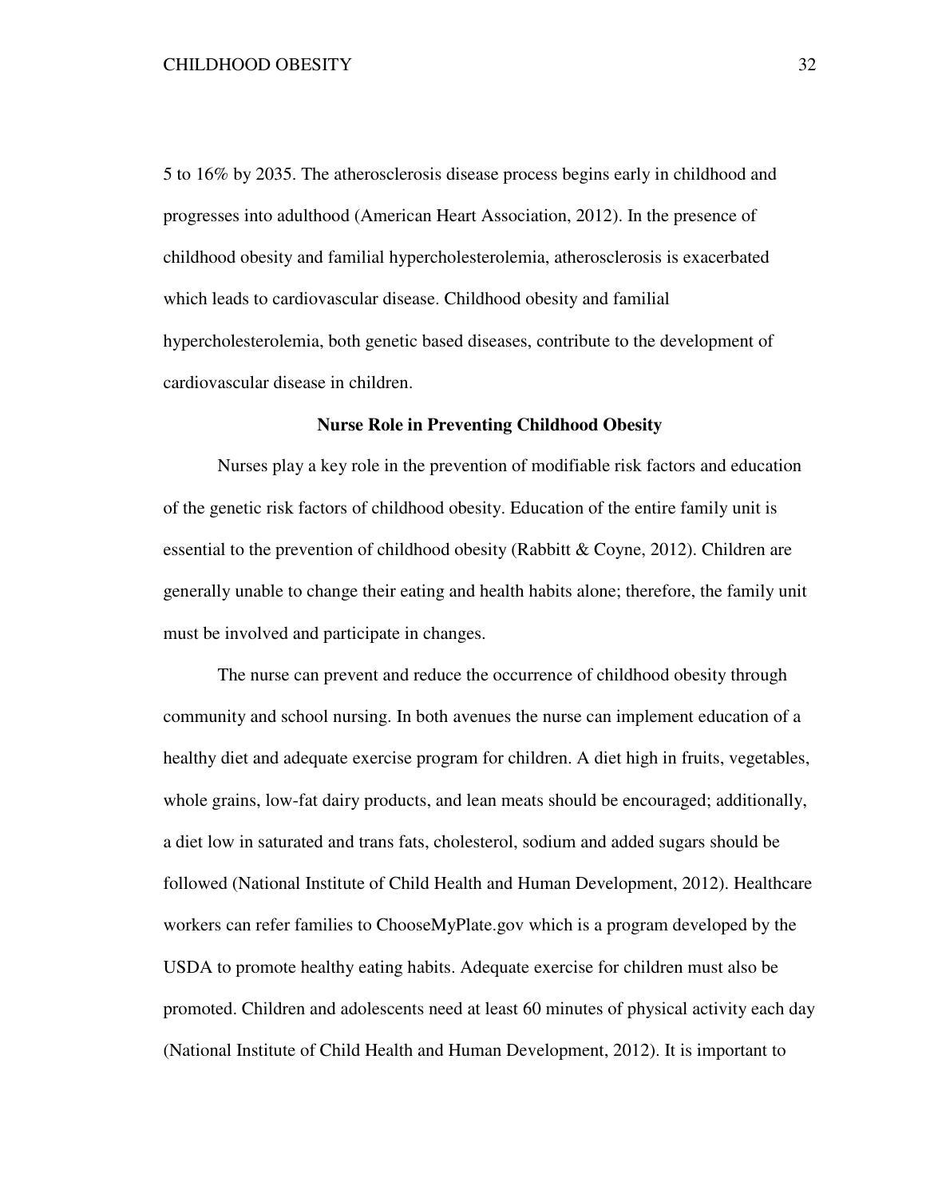5 to 16% by 2035. The atherosclerosis disease process begins early in childhood and progresses into adulthood (American Heart Association, 2012). In the presence of childhood obesity and familial hypercholesterolemia, atherosclerosis is exacerbated which leads to cardiovascular disease. Childhood obesity and familial hypercholesterolemia, both genetic based diseases, contribute to the development of cardiovascular disease in children.

## Nurse Role in Preventing Childhood Obesity

Nurses play a key role in the prevention of modifiable risk factors and education of the genetic risk factors of childhood obesity. Education of the entire family unit is essential to the prevention of childhood obesity (Rabbitt & Coyne, 2012). Children are generally unable to change their eating and health habits alone; therefore, the family unit must be involved and participate in changes.

The nurse can prevent and reduce the occurrence of childhood obesity through community and school nursing. In both avenues the nurse can implement education of a healthy diet and adequate exercise program for children. A diet high in fruits, vegetables, whole grains, low-fat dairy products, and lean meats should be encouraged; additionally, a diet low in saturated and trans fats, cholesterol, sodium and added sugars should be followed (National Institute of Child Health and Human Development, 2012). Healthcare workers can refer families to ChooseMyPlate.gov which is a program developed by the USDA to promote healthy eating habits. Adequate exercise for children must also be promoted. Children and adolescents need at least 60 minutes of physical activity each day (National Institute of Child Health and Human Development, 2012). It is important to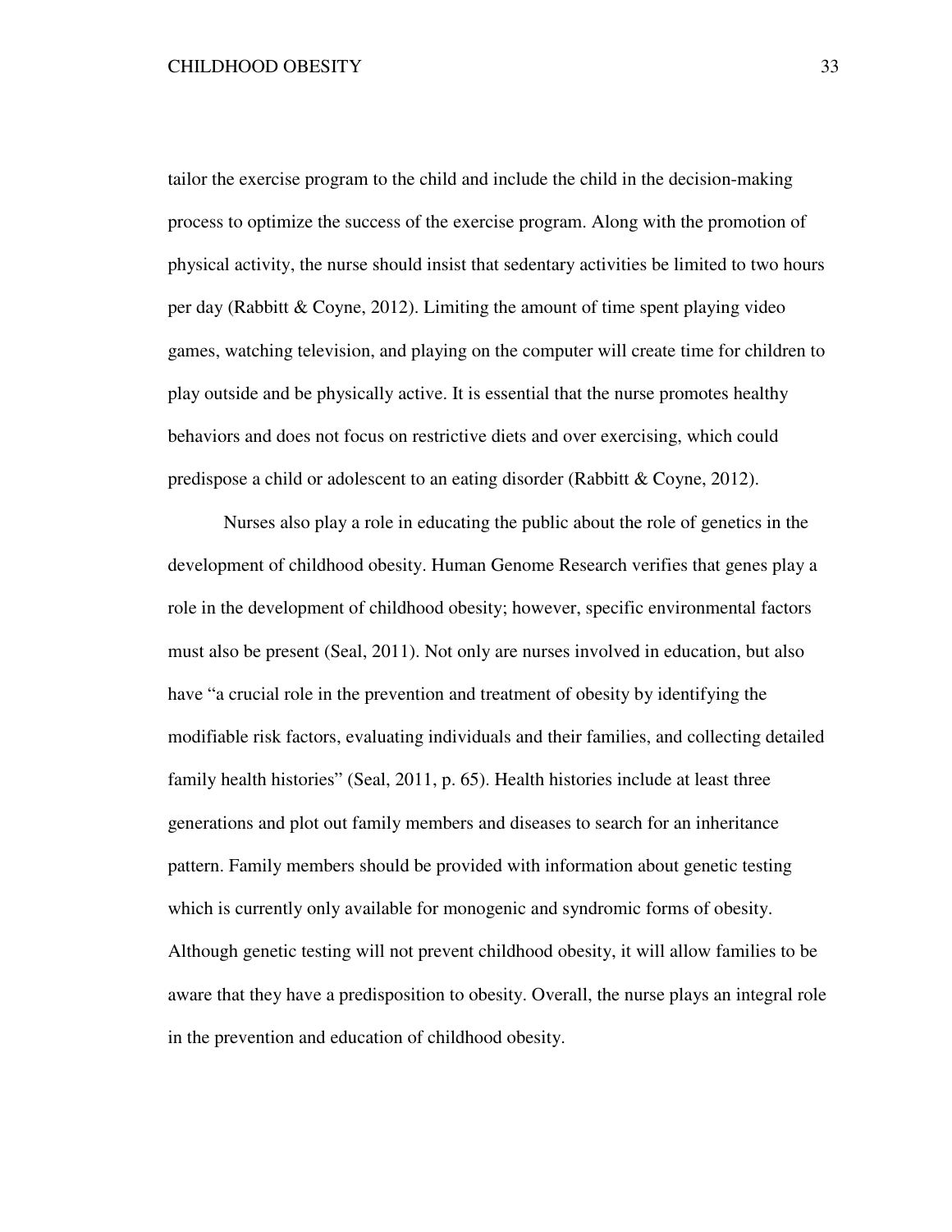tailor the exercise program to the child and include the child in the decision-making process to optimize the success of the exercise program. Along with the promotion of physical activity, the nurse should insist that sedentary activities be limited to two hours per day (Rabbitt & Coyne, 2012). Limiting the amount of time spent playing video games, watching television, and playing on the computer will create time for children to play outside and be physically active. It is essential that the nurse promotes healthy behaviors and does not focus on restrictive diets and over exercising, which could predispose a child or adolescent to an eating disorder (Rabbitt & Coyne, 2012).

Nurses also play a role in educating the public about the role of genetics in the development of childhood obesity. Human Genome Research verifies that genes play a role in the development of childhood obesity; however, specific environmental factors must also be present (Seal, 2011). Not only are nurses involved in education, but also have "a crucial role in the prevention and treatment of obesity by identifying the modifiable risk factors, evaluating individuals and their families, and collecting detailed family health histories" (Seal, 2011, p. 65). Health histories include at least three generations and plot out family members and diseases to search for an inheritance pattern. Family members should be provided with information about genetic testing which is currently only available for monogenic and syndromic forms of obesity. Although genetic testing will not prevent childhood obesity, it will allow families to be aware that they have a predisposition to obesity. Overall, the nurse plays an integral role in the prevention and education of childhood obesity.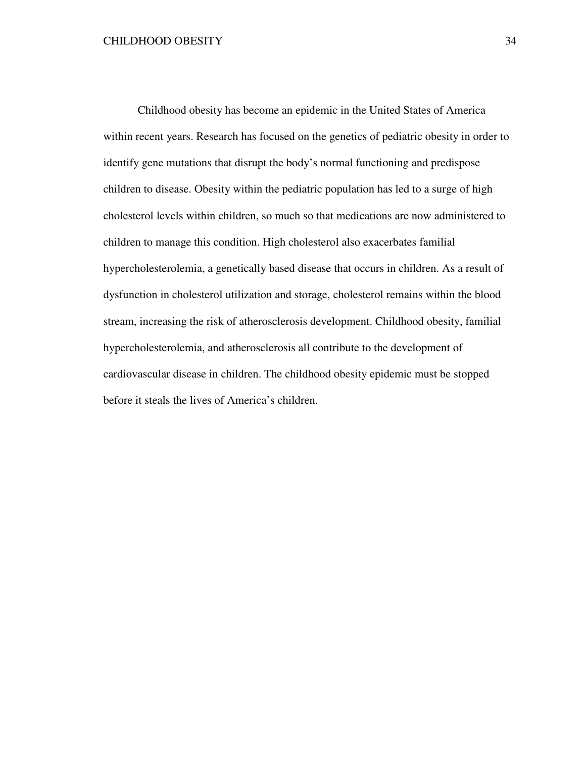Childhood obesity has become an epidemic in the United States of America within recent years. Research has focused on the genetics of pediatric obesity in order to identify gene mutations that disrupt the body's normal functioning and predispose children to disease. Obesity within the pediatric population has led to a surge of high cholesterol levels within children, so much so that medications are now administered to children to manage this condition. High cholesterol also exacerbates familial hypercholesterolemia, a genetically based disease that occurs in children. As a result of dysfunction in cholesterol utilization and storage, cholesterol remains within the blood stream, increasing the risk of atherosclerosis development. Childhood obesity, familial hypercholesterolemia, and atherosclerosis all contribute to the development of cardiovascular disease in children. The childhood obesity epidemic must be stopped before it steals the lives of America's children.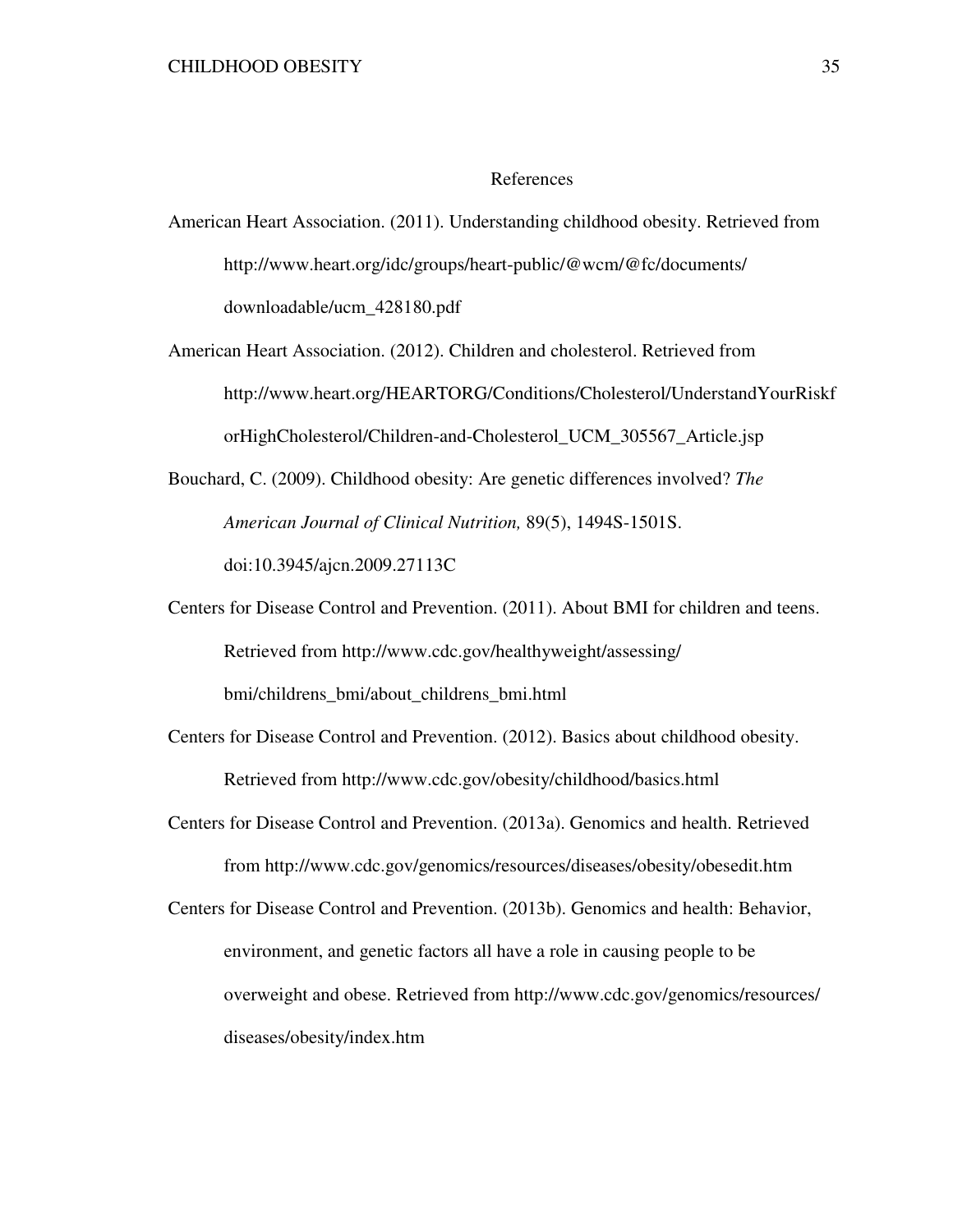# References

American Heart Association. (2011). Understanding childhood obesity. Retrieved from http://www.heart.org/idc/groups/heart-public/@wcm/@fc/documents/downloadable/ucm_428180.pdf

American Heart Association. (2012). Children and cholesterol. Retrieved from http://www.heart.org/HEARTORG/Conditions/Cholesterol/UnderstandYourRiskforHighCholesterol/Children-and-Cholesterol_UCM_305567_Article.jsp

Bouchard, C. (2009). Childhood obesity: Are genetic differences involved? *The American Journal of Clinical Nutrition,* 89(5), 1494S-1501S. doi:10.3945/ajcn.2009.27113C

Centers for Disease Control and Prevention. (2011). About BMI for children and teens. Retrieved from http://www.cdc.gov/healthyweight/assessing/bmi/childrens_bmi/about_childrens_bmi.html

Centers for Disease Control and Prevention. (2012). Basics about childhood obesity. Retrieved from http://www.cdc.gov/obesity/childhood/basics.html

Centers for Disease Control and Prevention. (2013a). Genomics and health. Retrieved from http://www.cdc.gov/genomics/resources/diseases/obesity/obesedit.htm

Centers for Disease Control and Prevention. (2013b). Genomics and health: Behavior, environment, and genetic factors all have a role in causing people to be overweight and obese. Retrieved from http://www.cdc.gov/genomics/resources/diseases/obesity/index.htm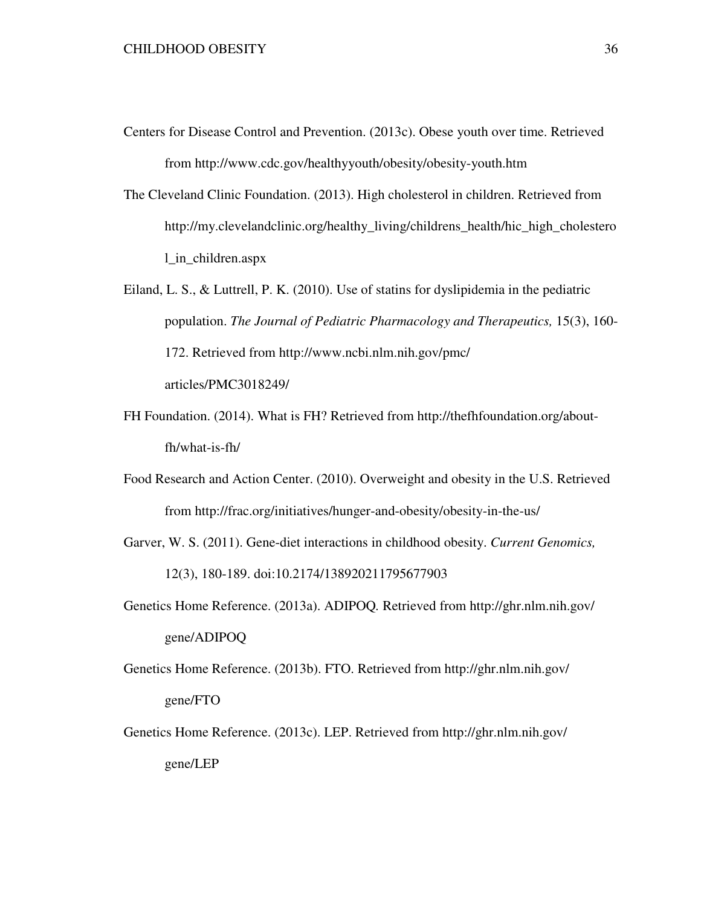Centers for Disease Control and Prevention. (2013c). Obese youth over time. Retrieved from http://www.cdc.gov/healthyyouth/obesity/obesity-youth.htm

The Cleveland Clinic Foundation. (2013). High cholesterol in children. Retrieved from http://my.clevelandclinic.org/healthy_living/childrens_health/hic_high_cholesterol_in_children.aspx

Eiland, L. S., & Luttrell, P. K. (2010). Use of statins for dyslipidemia in the pediatric population. *The Journal of Pediatric Pharmacology and Therapeutics,* 15(3), 160-172. Retrieved from http://www.ncbi.nlm.nih.gov/pmc/articles/PMC3018249/

FH Foundation. (2014). What is FH? Retrieved from http://thefhfoundation.org/about-fh/what-is-fh/

Food Research and Action Center. (2010). Overweight and obesity in the U.S. Retrieved from http://frac.org/initiatives/hunger-and-obesity/obesity-in-the-us/

Garver, W. S. (2011). Gene-diet interactions in childhood obesity. *Current Genomics,* 12(3), 180-189. doi:10.2174/138920211795677903

Genetics Home Reference. (2013a). ADIPOQ. Retrieved from http://ghr.nlm.nih.gov/gene/ADIPOQ

Genetics Home Reference. (2013b). FTO. Retrieved from http://ghr.nlm.nih.gov/gene/FTO

Genetics Home Reference. (2013c). LEP. Retrieved from http://ghr.nlm.nih.gov/gene/LEP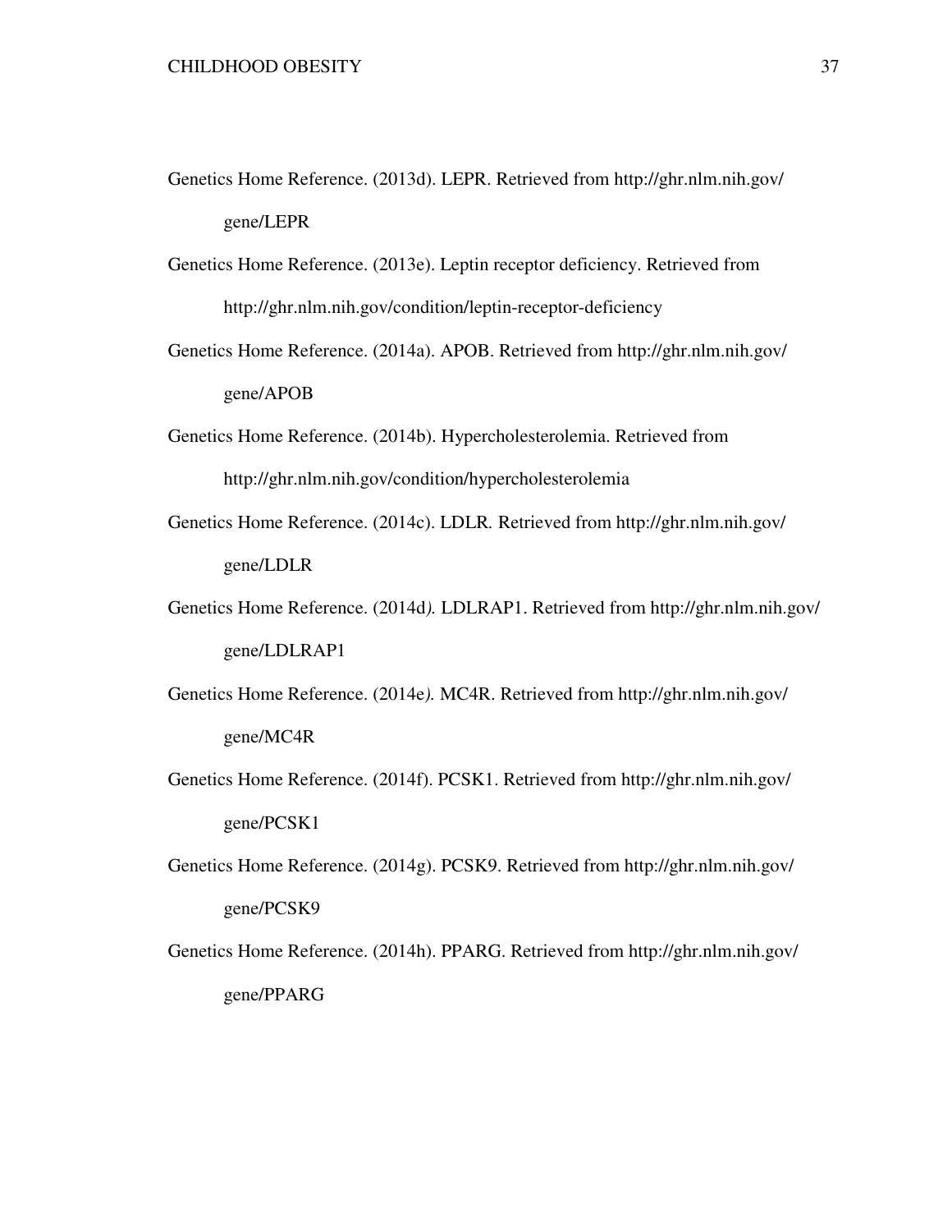Genetics Home Reference. (2013d). LEPR. Retrieved from http://ghr.nlm.nih.gov/gene/LEPR

Genetics Home Reference. (2013e). Leptin receptor deficiency. Retrieved from http://ghr.nlm.nih.gov/condition/leptin-receptor-deficiency

Genetics Home Reference. (2014a). APOB. Retrieved from http://ghr.nlm.nih.gov/gene/APOB

Genetics Home Reference. (2014b). Hypercholesterolemia. Retrieved from http://ghr.nlm.nih.gov/condition/hypercholesterolemia

Genetics Home Reference. (2014c). LDLR. Retrieved from http://ghr.nlm.nih.gov/gene/LDLR

Genetics Home Reference. (2014d). LDLRAP1. Retrieved from http://ghr.nlm.nih.gov/gene/LDLRAP1

Genetics Home Reference. (2014e). MC4R. Retrieved from http://ghr.nlm.nih.gov/gene/MC4R

Genetics Home Reference. (2014f). PCSK1. Retrieved from http://ghr.nlm.nih.gov/gene/PCSK1

Genetics Home Reference. (2014g). PCSK9. Retrieved from http://ghr.nlm.nih.gov/gene/PCSK9

Genetics Home Reference. (2014h). PPARG. Retrieved from http://ghr.nlm.nih.gov/gene/PPARG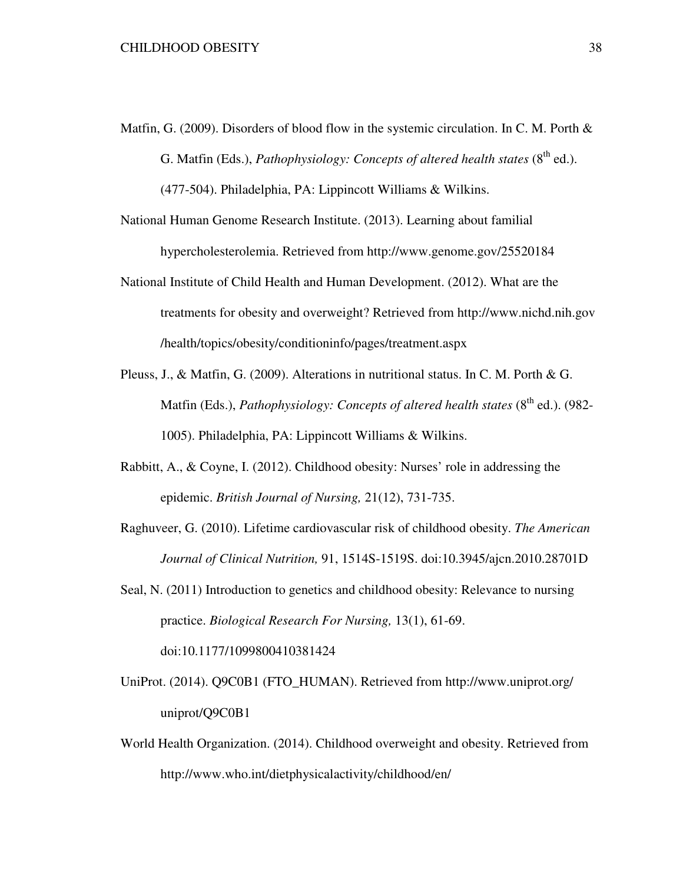Matfin, G. (2009). Disorders of blood flow in the systemic circulation. In C. M. Porth & G. Matfin (Eds.), *Pathophysiology: Concepts of altered health states* (8th ed.). (477-504). Philadelphia, PA: Lippincott Williams & Wilkins.

National Human Genome Research Institute. (2013). Learning about familial hypercholesterolemia. Retrieved from http://www.genome.gov/25520184

National Institute of Child Health and Human Development. (2012). What are the treatments for obesity and overweight? Retrieved from http://www.nichd.nih.gov/health/topics/obesity/conditioninfo/pages/treatment.aspx

Pleuss, J., & Matfin, G. (2009). Alterations in nutritional status. In C. M. Porth & G. Matfin (Eds.), *Pathophysiology: Concepts of altered health states* (8th ed.). (982-1005). Philadelphia, PA: Lippincott Williams & Wilkins.

Rabbitt, A., & Coyne, I. (2012). Childhood obesity: Nurses' role in addressing the epidemic. *British Journal of Nursing,* 21(12), 731-735.

Raghuveer, G. (2010). Lifetime cardiovascular risk of childhood obesity. *The American Journal of Clinical Nutrition,* 91, 1514S-1519S. doi:10.3945/ajcn.2010.28701D

Seal, N. (2011) Introduction to genetics and childhood obesity: Relevance to nursing practice. *Biological Research For Nursing,* 13(1), 61-69. doi:10.1177/1099800410381424

UniProt. (2014). Q9C0B1 (FTO_HUMAN). Retrieved from http://www.uniprot.org/uniprot/Q9C0B1

World Health Organization. (2014). Childhood overweight and obesity. Retrieved from http://www.who.int/dietphysicalactivity/childhood/en/